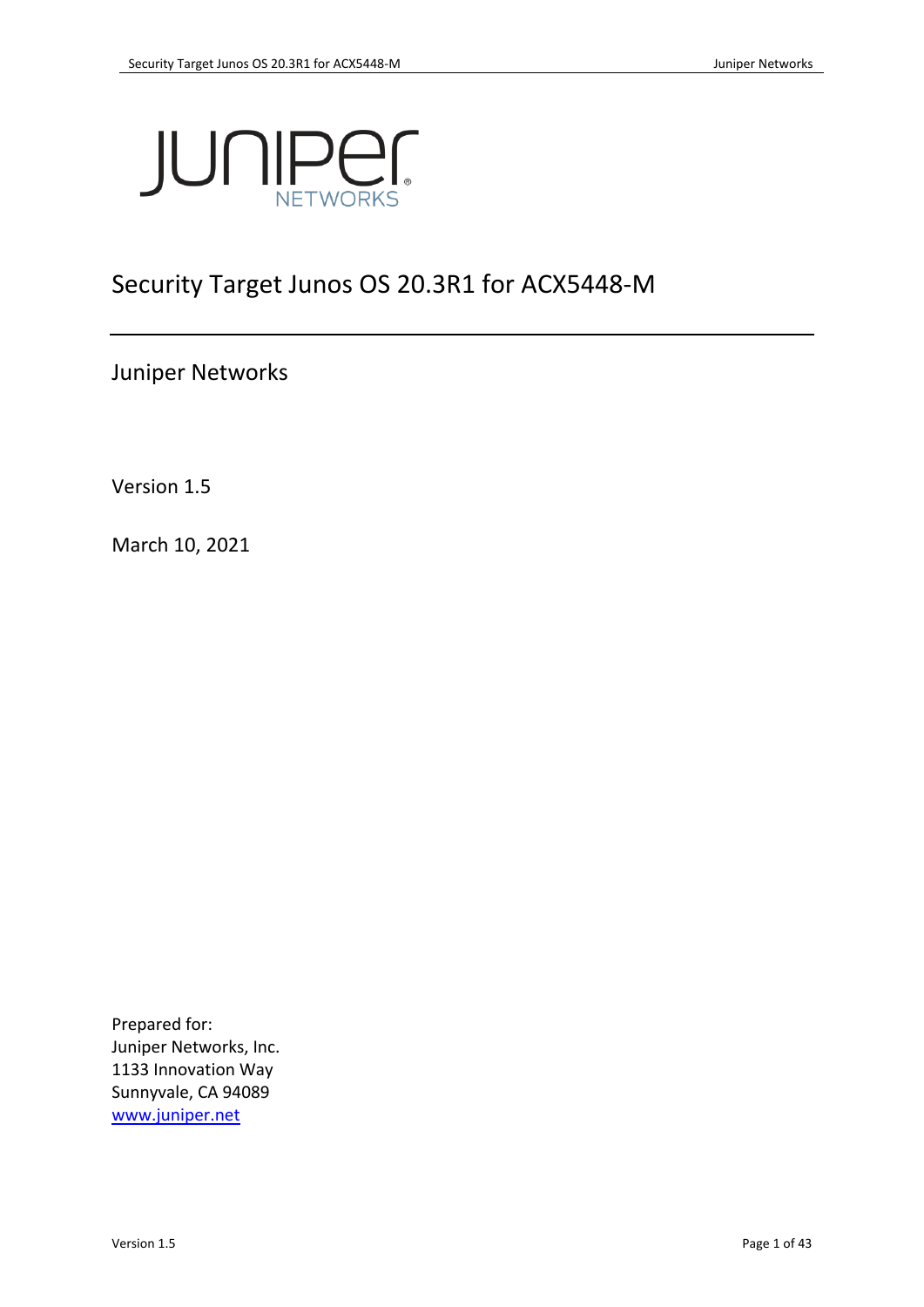# Security Target Junos OS 20.3R1 for ACX5448-M

Juniper Networks

Version 1.5

March 10, 2021

Prepared for:
Juniper Networks, Inc.
1133 Innovation Way
Sunnyvale, CA 94089
www.juniper.net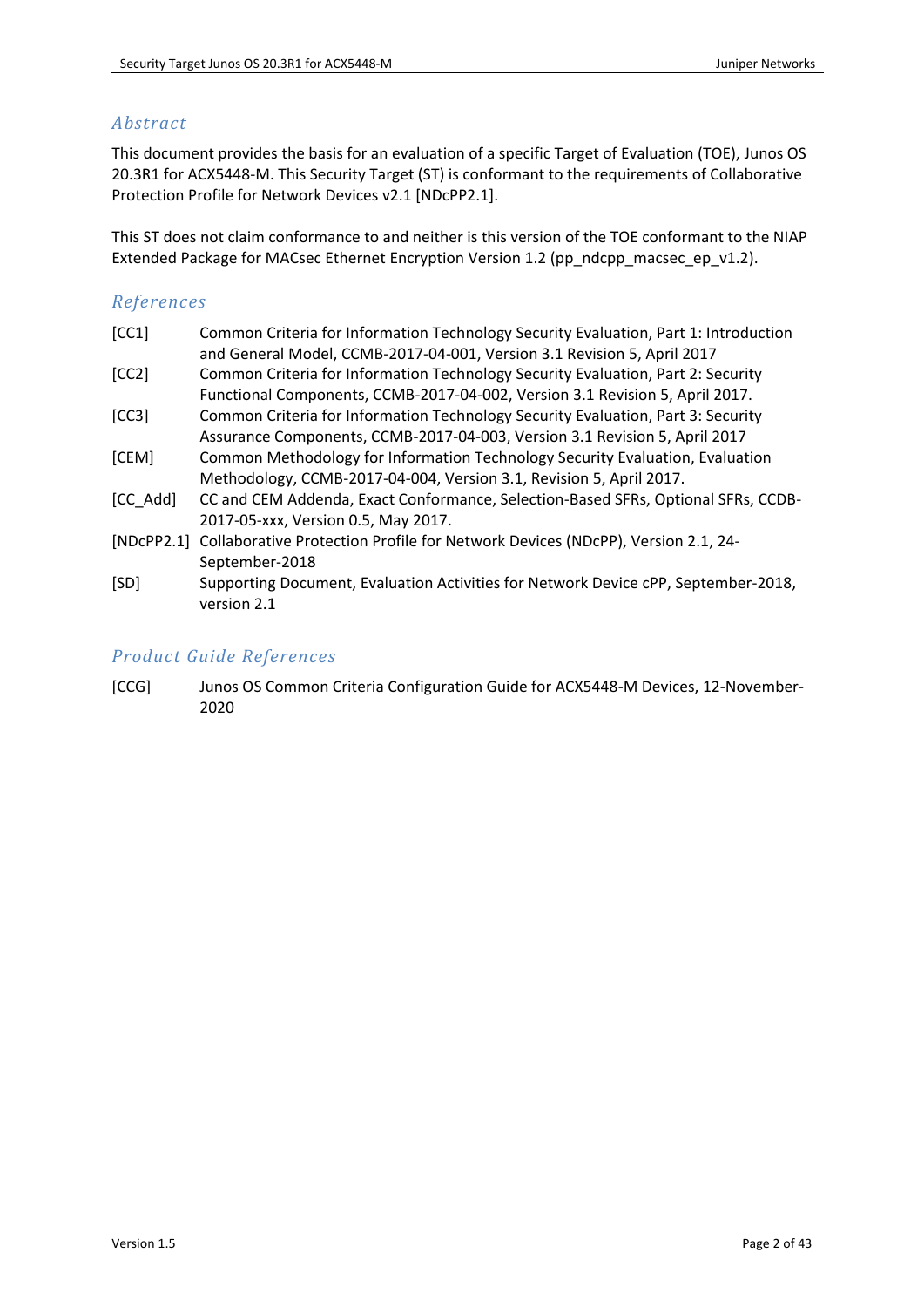## *Abstract*

This document provides the basis for an evaluation of a specific Target of Evaluation (TOE), Junos OS 20.3R1 for ACX5448-M. This Security Target (ST) is conformant to the requirements of Collaborative Protection Profile for Network Devices v2.1 [NDcPP2.1].

This ST does not claim conformance to and neither is this version of the TOE conformant to the NIAP Extended Package for MACsec Ethernet Encryption Version 1.2 (pp_ndcpp_macsec_ep_v1.2).

## *References*

| | |
|---|---|
| [CC1] | Common Criteria for Information Technology Security Evaluation, Part 1: Introduction and General Model, CCMB-2017-04-001, Version 3.1 Revision 5, April 2017 |
| [CC2] | Common Criteria for Information Technology Security Evaluation, Part 2: Security Functional Components, CCMB-2017-04-002, Version 3.1 Revision 5, April 2017. |
| [CC3] | Common Criteria for Information Technology Security Evaluation, Part 3: Security Assurance Components, CCMB-2017-04-003, Version 3.1 Revision 5, April 2017 |
| [CEM] | Common Methodology for Information Technology Security Evaluation, Evaluation Methodology, CCMB-2017-04-004, Version 3.1, Revision 5, April 2017. |
| [CC_Add] | CC and CEM Addenda, Exact Conformance, Selection-Based SFRs, Optional SFRs, CCDB-2017-05-xxx, Version 0.5, May 2017. |
| [NDcPP2.1] | Collaborative Protection Profile for Network Devices (NDcPP), Version 2.1, 24-September-2018 |
| [SD] | Supporting Document, Evaluation Activities for Network Device cPP, September-2018, version 2.1 |

## *Product Guide References*

| | |
|---|---|
| [CCG] | Junos OS Common Criteria Configuration Guide for ACX5448-M Devices, 12-November-2020 |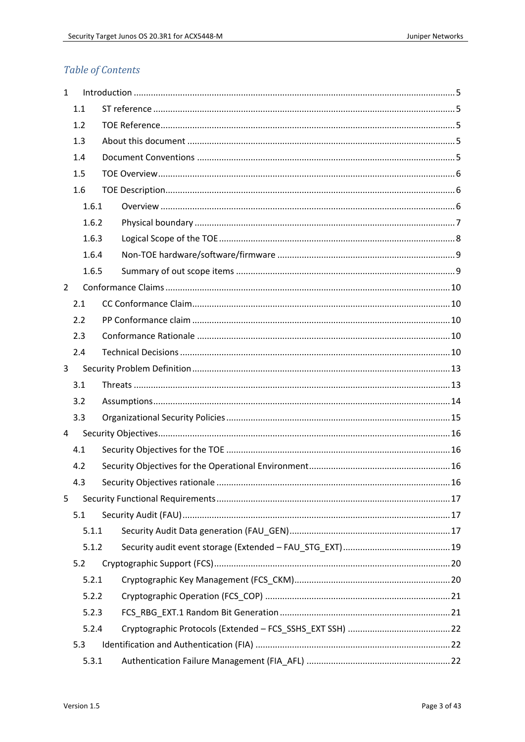## Table of Contents

- 1 Introduction ..... 5
  - 1.1 ST reference ..... 5
  - 1.2 TOE Reference ..... 5
  - 1.3 About this document ..... 5
  - 1.4 Document Conventions ..... 5
  - 1.5 TOE Overview ..... 6
  - 1.6 TOE Description ..... 6
    - 1.6.1 Overview ..... 6
    - 1.6.2 Physical boundary ..... 7
    - 1.6.3 Logical Scope of the TOE ..... 8
    - 1.6.4 Non-TOE hardware/software/firmware ..... 9
    - 1.6.5 Summary of out scope items ..... 9
- 2 Conformance Claims ..... 10
  - 2.1 CC Conformance Claim ..... 10
  - 2.2 PP Conformance claim ..... 10
  - 2.3 Conformance Rationale ..... 10
  - 2.4 Technical Decisions ..... 10
- 3 Security Problem Definition ..... 13
  - 3.1 Threats ..... 13
  - 3.2 Assumptions ..... 14
  - 3.3 Organizational Security Policies ..... 15
- 4 Security Objectives ..... 16
  - 4.1 Security Objectives for the TOE ..... 16
  - 4.2 Security Objectives for the Operational Environment ..... 16
  - 4.3 Security Objectives rationale ..... 16
- 5 Security Functional Requirements ..... 17
  - 5.1 Security Audit (FAU) ..... 17
    - 5.1.1 Security Audit Data generation (FAU_GEN) ..... 17
    - 5.1.2 Security audit event storage (Extended – FAU_STG_EXT) ..... 19
  - 5.2 Cryptographic Support (FCS) ..... 20
    - 5.2.1 Cryptographic Key Management (FCS_CKM) ..... 20
    - 5.2.2 Cryptographic Operation (FCS_COP) ..... 21
    - 5.2.3 FCS_RBG_EXT.1 Random Bit Generation ..... 21
    - 5.2.4 Cryptographic Protocols (Extended – FCS_SSHS_EXT SSH) ..... 22
  - 5.3 Identification and Authentication (FIA) ..... 22
    - 5.3.1 Authentication Failure Management (FIA_AFL) ..... 22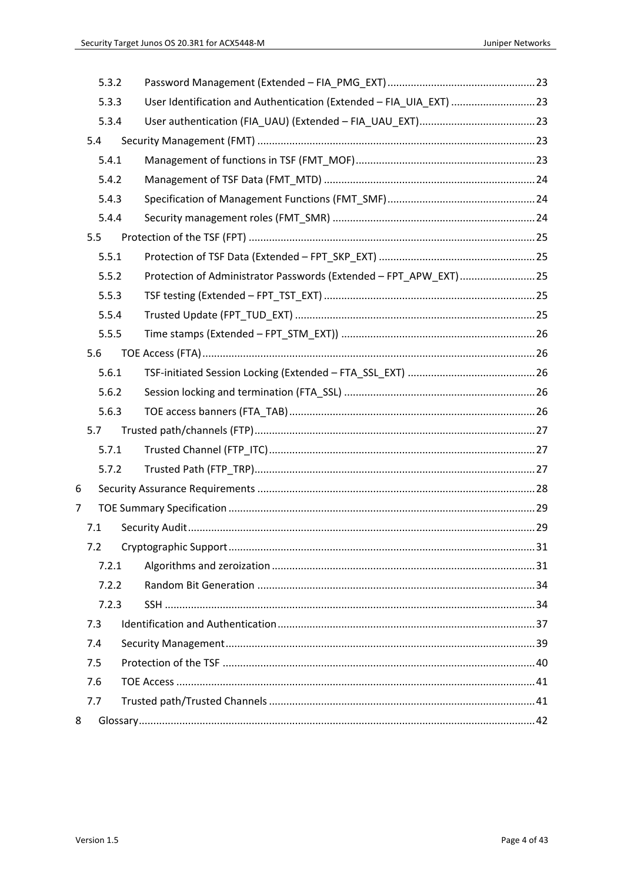5.3.2 Password Management (Extended – FIA_PMG_EXT) 23

5.3.3 User Identification and Authentication (Extended – FIA_UIA_EXT) 23

5.3.4 User authentication (FIA_UAU) (Extended – FIA_UAU_EXT) 23

5.4 Security Management (FMT) 23

5.4.1 Management of functions in TSF (FMT_MOF) 23

5.4.2 Management of TSF Data (FMT_MTD) 24

5.4.3 Specification of Management Functions (FMT_SMF) 24

5.4.4 Security management roles (FMT_SMR) 24

5.5 Protection of the TSF (FPT) 25

5.5.1 Protection of TSF Data (Extended – FPT_SKP_EXT) 25

5.5.2 Protection of Administrator Passwords (Extended – FPT_APW_EXT) 25

5.5.3 TSF testing (Extended – FPT_TST_EXT) 25

5.5.4 Trusted Update (FPT_TUD_EXT) 25

5.5.5 Time stamps (Extended – FPT_STM_EXT)) 26

5.6 TOE Access (FTA) 26

5.6.1 TSF-initiated Session Locking (Extended – FTA_SSL_EXT) 26

5.6.2 Session locking and termination (FTA_SSL) 26

5.6.3 TOE access banners (FTA_TAB) 26

5.7 Trusted path/channels (FTP) 27

5.7.1 Trusted Channel (FTP_ITC) 27

5.7.2 Trusted Path (FTP_TRP) 27

6 Security Assurance Requirements 28

7 TOE Summary Specification 29

7.1 Security Audit 29

7.2 Cryptographic Support 31

7.2.1 Algorithms and zeroization 31

7.2.2 Random Bit Generation 34

7.2.3 SSH 34

7.3 Identification and Authentication 37

7.4 Security Management 39

7.5 Protection of the TSF 40

7.6 TOE Access 41

7.7 Trusted path/Trusted Channels 41

8 Glossary 42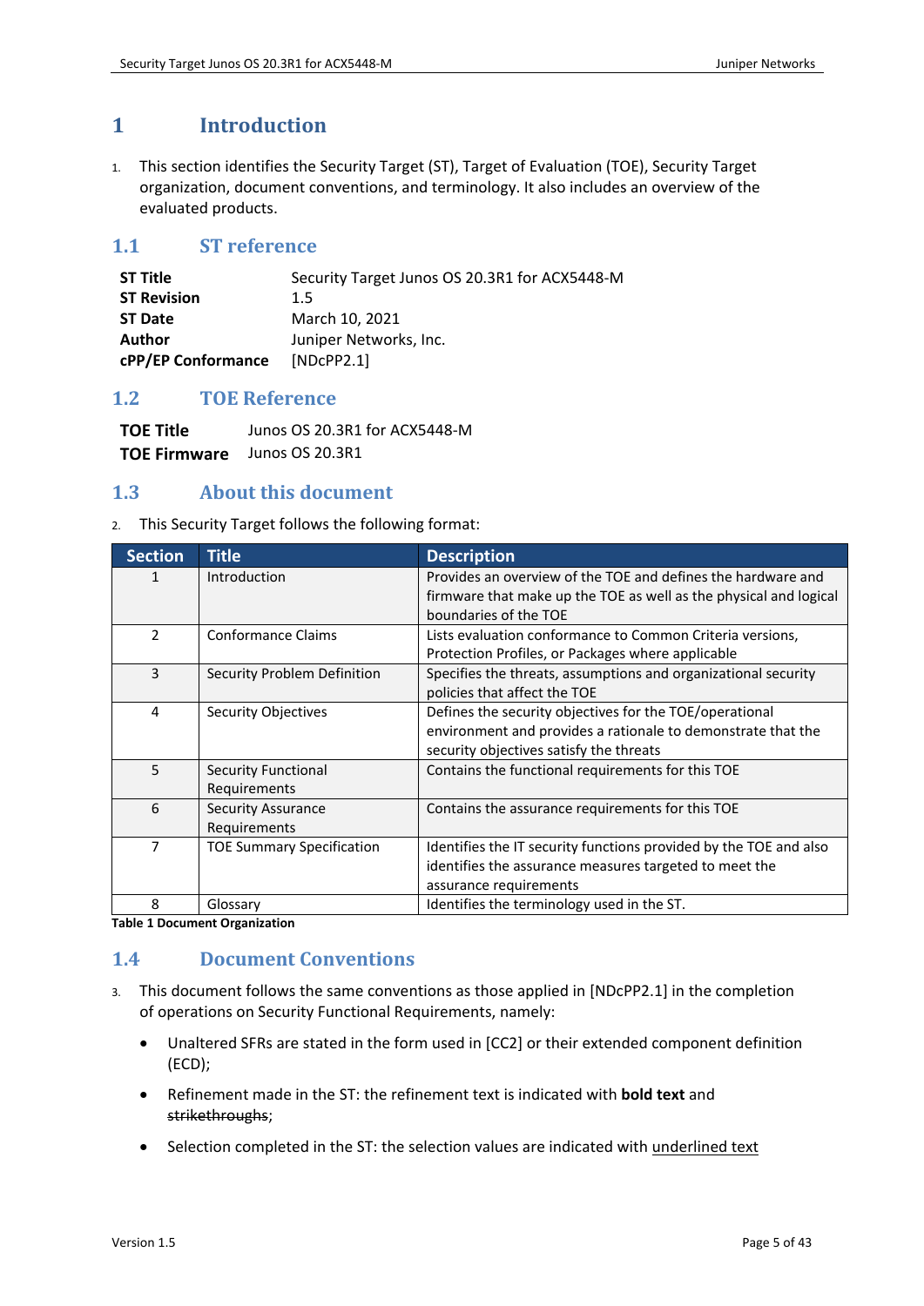# 1 Introduction

1. This section identifies the Security Target (ST), Target of Evaluation (TOE), Security Target organization, document conventions, and terminology. It also includes an overview of the evaluated products.

## 1.1 ST reference

| | |
|---|---|
| **ST Title** | Security Target Junos OS 20.3R1 for ACX5448-M |
| **ST Revision** | 1.5 |
| **ST Date** | March 10, 2021 |
| **Author** | Juniper Networks, Inc. |
| **cPP/EP Conformance** | [NDcPP2.1] |

## 1.2 TOE Reference

| | |
|---|---|
| **TOE Title** | Junos OS 20.3R1 for ACX5448-M |
| **TOE Firmware** | Junos OS 20.3R1 |

## 1.3 About this document

2. This Security Target follows the following format:

| Section | Title | Description |
|---|---|---|
| 1 | Introduction | Provides an overview of the TOE and defines the hardware and firmware that make up the TOE as well as the physical and logical boundaries of the TOE |
| 2 | Conformance Claims | Lists evaluation conformance to Common Criteria versions, Protection Profiles, or Packages where applicable |
| 3 | Security Problem Definition | Specifies the threats, assumptions and organizational security policies that affect the TOE |
| 4 | Security Objectives | Defines the security objectives for the TOE/operational environment and provides a rationale to demonstrate that the security objectives satisfy the threats |
| 5 | Security Functional Requirements | Contains the functional requirements for this TOE |
| 6 | Security Assurance Requirements | Contains the assurance requirements for this TOE |
| 7 | TOE Summary Specification | Identifies the IT security functions provided by the TOE and also identifies the assurance measures targeted to meet the assurance requirements |
| 8 | Glossary | Identifies the terminology used in the ST. |

**Table 1 Document Organization**

## 1.4 Document Conventions

3. This document follows the same conventions as those applied in [NDcPP2.1] in the completion of operations on Security Functional Requirements, namely:

- Unaltered SFRs are stated in the form used in [CC2] or their extended component definition (ECD);
- Refinement made in the ST: the refinement text is indicated with **bold text** and ~~strikethroughs~~;
- Selection completed in the ST: the selection values are indicated with <u>underlined text</u>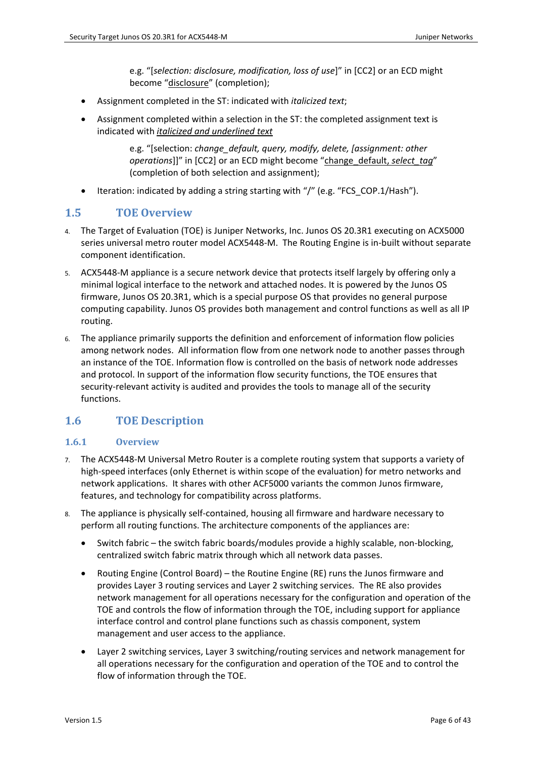e.g. "[*selection: disclosure, modification, loss of use*]" in [CC2] or an ECD might become "<u>disclosure</u>" (completion);

- Assignment completed in the ST: indicated with *italicized text*;
- Assignment completed within a selection in the ST: the completed assignment text is indicated with ***<u>italicized and underlined text</u>***

  e.g. "[selection: *change_default, query, modify, delete, [assignment: other operations*]]" in [CC2] or an ECD might become "<u>change_default, *select_tag*</u>" (completion of both selection and assignment);

- Iteration: indicated by adding a string starting with "/" (e.g. "FCS_COP.1/Hash").

## 1.5 TOE Overview

4. The Target of Evaluation (TOE) is Juniper Networks, Inc. Junos OS 20.3R1 executing on ACX5000 series universal metro router model ACX5448-M. The Routing Engine is in-built without separate component identification.

5. ACX5448-M appliance is a secure network device that protects itself largely by offering only a minimal logical interface to the network and attached nodes. It is powered by the Junos OS firmware, Junos OS 20.3R1, which is a special purpose OS that provides no general purpose computing capability. Junos OS provides both management and control functions as well as all IP routing.

6. The appliance primarily supports the definition and enforcement of information flow policies among network nodes. All information flow from one network node to another passes through an instance of the TOE. Information flow is controlled on the basis of network node addresses and protocol. In support of the information flow security functions, the TOE ensures that security-relevant activity is audited and provides the tools to manage all of the security functions.

## 1.6 TOE Description

### 1.6.1 Overview

7. The ACX5448-M Universal Metro Router is a complete routing system that supports a variety of high-speed interfaces (only Ethernet is within scope of the evaluation) for metro networks and network applications. It shares with other ACF5000 variants the common Junos firmware, features, and technology for compatibility across platforms.

8. The appliance is physically self-contained, housing all firmware and hardware necessary to perform all routing functions. The architecture components of the appliances are:

   - Switch fabric – the switch fabric boards/modules provide a highly scalable, non-blocking, centralized switch fabric matrix through which all network data passes.
   - Routing Engine (Control Board) – the Routine Engine (RE) runs the Junos firmware and provides Layer 3 routing services and Layer 2 switching services. The RE also provides network management for all operations necessary for the configuration and operation of the TOE and controls the flow of information through the TOE, including support for appliance interface control and control plane functions such as chassis component, system management and user access to the appliance.
   - Layer 2 switching services, Layer 3 switching/routing services and network management for all operations necessary for the configuration and operation of the TOE and to control the flow of information through the TOE.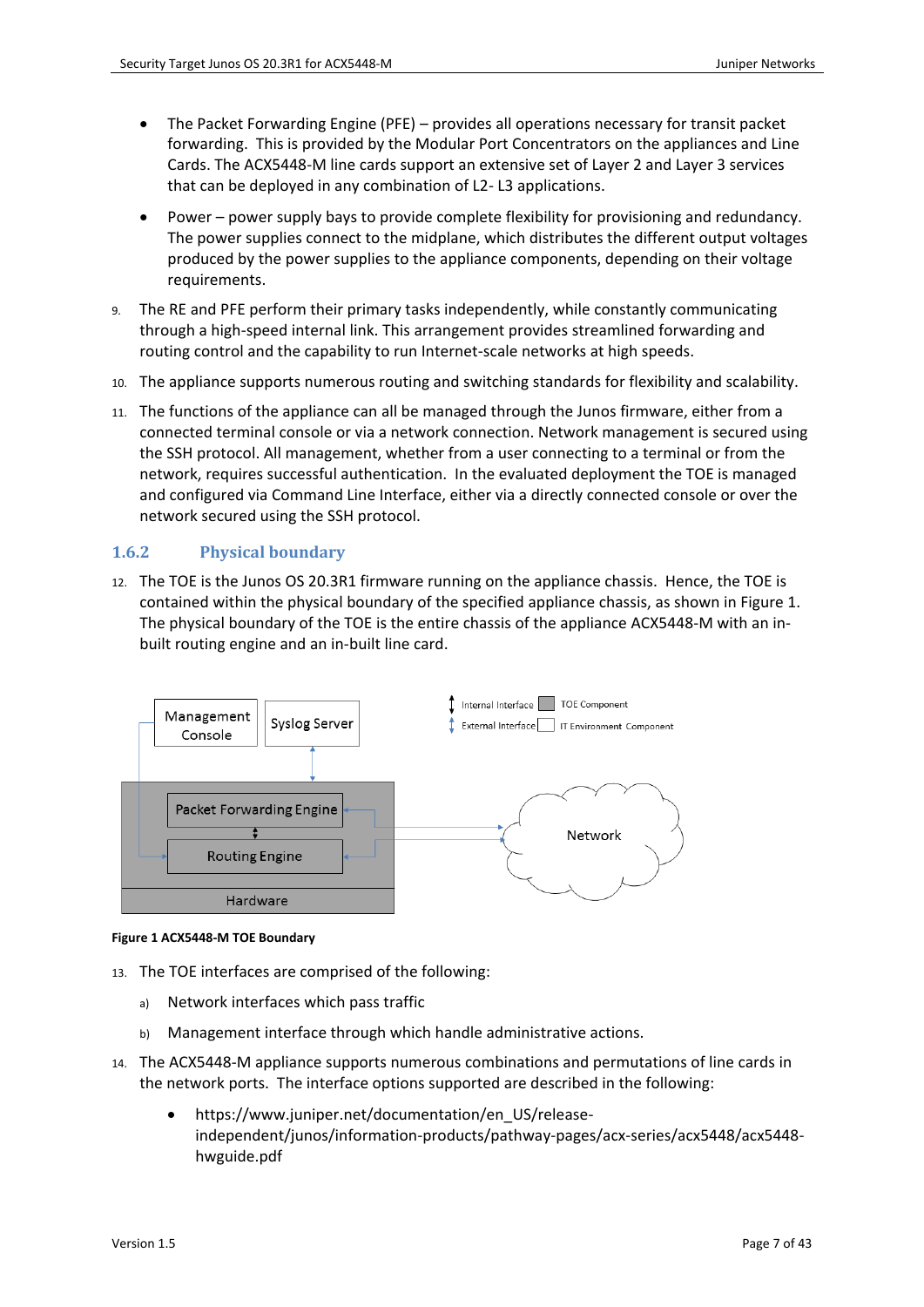- The Packet Forwarding Engine (PFE) – provides all operations necessary for transit packet forwarding. This is provided by the Modular Port Concentrators on the appliances and Line Cards. The ACX5448-M line cards support an extensive set of Layer 2 and Layer 3 services that can be deployed in any combination of L2- L3 applications.
- Power – power supply bays to provide complete flexibility for provisioning and redundancy. The power supplies connect to the midplane, which distributes the different output voltages produced by the power supplies to the appliance components, depending on their voltage requirements.

9. The RE and PFE perform their primary tasks independently, while constantly communicating through a high-speed internal link. This arrangement provides streamlined forwarding and routing control and the capability to run Internet-scale networks at high speeds.
10. The appliance supports numerous routing and switching standards for flexibility and scalability.
11. The functions of the appliance can all be managed through the Junos firmware, either from a connected terminal console or via a network connection. Network management is secured using the SSH protocol. All management, whether from a user connecting to a terminal or from the network, requires successful authentication. In the evaluated deployment the TOE is managed and configured via Command Line Interface, either via a directly connected console or over the network secured using the SSH protocol.

### 1.6.2 Physical boundary

12. The TOE is the Junos OS 20.3R1 firmware running on the appliance chassis. Hence, the TOE is contained within the physical boundary of the specified appliance chassis, as shown in Figure 1. The physical boundary of the TOE is the entire chassis of the appliance ACX5448-M with an in-built routing engine and an in-built line card.

**Figure 1 ACX5448-M TOE Boundary**

13. The TOE interfaces are comprised of the following:
    a) Network interfaces which pass traffic
    b) Management interface through which handle administrative actions.
14. The ACX5448-M appliance supports numerous combinations and permutations of line cards in the network ports. The interface options supported are described in the following:
    - https://www.juniper.net/documentation/en_US/release-independent/junos/information-products/pathway-pages/acx-series/acx5448/acx5448-hwguide.pdf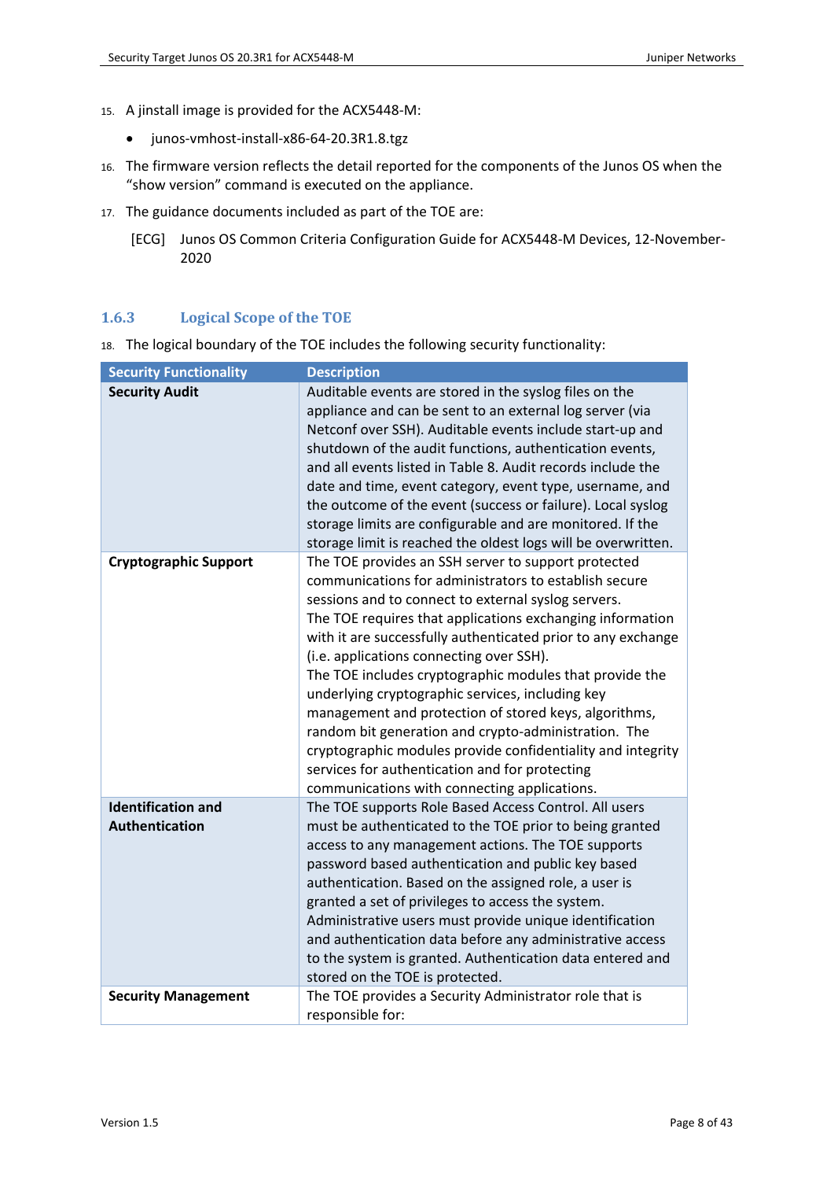15. A jinstall image is provided for the ACX5448-M:

- junos-vmhost-install-x86-64-20.3R1.8.tgz

16. The firmware version reflects the detail reported for the components of the Junos OS when the "show version" command is executed on the appliance.

17. The guidance documents included as part of the TOE are:

   [ECG] Junos OS Common Criteria Configuration Guide for ACX5448-M Devices, 12-November-2020

### 1.6.3 Logical Scope of the TOE

18. The logical boundary of the TOE includes the following security functionality:

| Security Functionality | Description |
|---|---|
| **Security Audit** | Auditable events are stored in the syslog files on the appliance and can be sent to an external log server (via Netconf over SSH). Auditable events include start-up and shutdown of the audit functions, authentication events, and all events listed in Table 8. Audit records include the date and time, event category, event type, username, and the outcome of the event (success or failure). Local syslog storage limits are configurable and are monitored. If the storage limit is reached the oldest logs will be overwritten. |
| **Cryptographic Support** | The TOE provides an SSH server to support protected communications for administrators to establish secure sessions and to connect to external syslog servers. The TOE requires that applications exchanging information with it are successfully authenticated prior to any exchange (i.e. applications connecting over SSH). The TOE includes cryptographic modules that provide the underlying cryptographic services, including key management and protection of stored keys, algorithms, random bit generation and crypto-administration. The cryptographic modules provide confidentiality and integrity services for authentication and for protecting communications with connecting applications. |
| **Identification and Authentication** | The TOE supports Role Based Access Control. All users must be authenticated to the TOE prior to being granted access to any management actions. The TOE supports password based authentication and public key based authentication. Based on the assigned role, a user is granted a set of privileges to access the system. Administrative users must provide unique identification and authentication data before any administrative access to the system is granted. Authentication data entered and stored on the TOE is protected. |
| **Security Management** | The TOE provides a Security Administrator role that is responsible for: |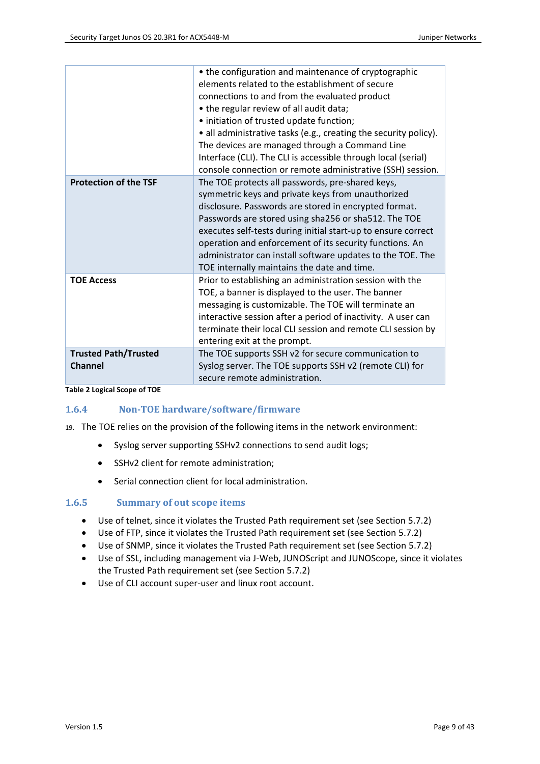| | |
|---|---|
| | • the configuration and maintenance of cryptographic elements related to the establishment of secure connections to and from the evaluated product<br>• the regular review of all audit data;<br>• initiation of trusted update function;<br>• all administrative tasks (e.g., creating the security policy).<br>The devices are managed through a Command Line Interface (CLI). The CLI is accessible through local (serial) console connection or remote administrative (SSH) session. |
| **Protection of the TSF** | The TOE protects all passwords, pre-shared keys, symmetric keys and private keys from unauthorized disclosure. Passwords are stored in encrypted format. Passwords are stored using sha256 or sha512. The TOE executes self-tests during initial start-up to ensure correct operation and enforcement of its security functions. An administrator can install software updates to the TOE. The TOE internally maintains the date and time. |
| **TOE Access** | Prior to establishing an administration session with the TOE, a banner is displayed to the user. The banner messaging is customizable. The TOE will terminate an interactive session after a period of inactivity. A user can terminate their local CLI session and remote CLI session by entering exit at the prompt. |
| **Trusted Path/Trusted Channel** | The TOE supports SSH v2 for secure communication to Syslog server. The TOE supports SSH v2 (remote CLI) for secure remote administration. |

**Table 2 Logical Scope of TOE**

### 1.6.4 Non-TOE hardware/software/firmware

19. The TOE relies on the provision of the following items in the network environment:

- Syslog server supporting SSHv2 connections to send audit logs;
- SSHv2 client for remote administration;
- Serial connection client for local administration.

### 1.6.5 Summary of out scope items

- Use of telnet, since it violates the Trusted Path requirement set (see Section 5.7.2)
- Use of FTP, since it violates the Trusted Path requirement set (see Section 5.7.2)
- Use of SNMP, since it violates the Trusted Path requirement set (see Section 5.7.2)
- Use of SSL, including management via J-Web, JUNOScript and JUNOScope, since it violates the Trusted Path requirement set (see Section 5.7.2)
- Use of CLI account super-user and linux root account.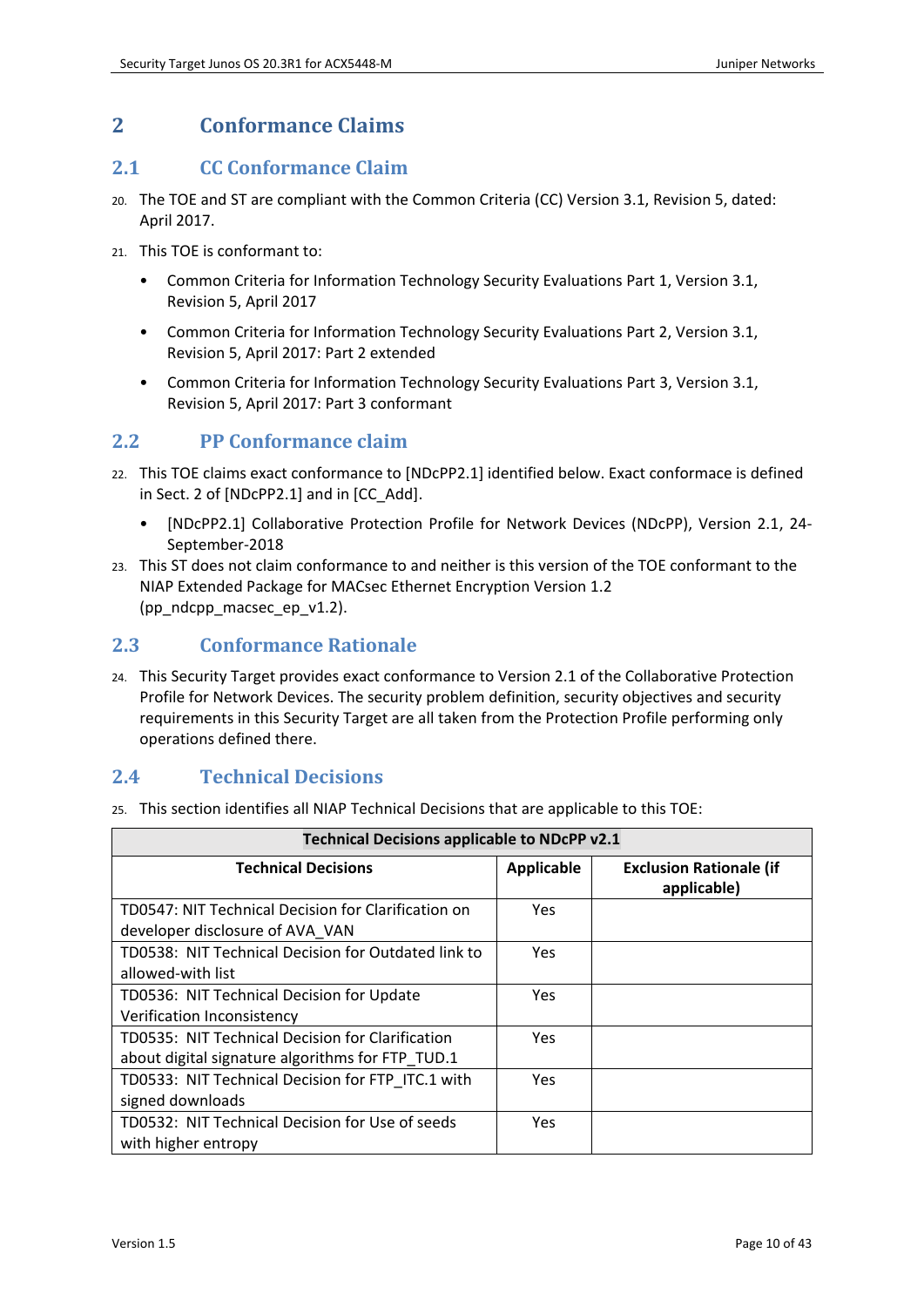# 2 Conformance Claims

## 2.1 CC Conformance Claim

20. The TOE and ST are compliant with the Common Criteria (CC) Version 3.1, Revision 5, dated: April 2017.

21. This TOE is conformant to:

- Common Criteria for Information Technology Security Evaluations Part 1, Version 3.1, Revision 5, April 2017
- Common Criteria for Information Technology Security Evaluations Part 2, Version 3.1, Revision 5, April 2017: Part 2 extended
- Common Criteria for Information Technology Security Evaluations Part 3, Version 3.1, Revision 5, April 2017: Part 3 conformant

## 2.2 PP Conformance claim

22. This TOE claims exact conformance to [NDcPP2.1] identified below. Exact conformace is defined in Sect. 2 of [NDcPP2.1] and in [CC_Add].

- [NDcPP2.1] Collaborative Protection Profile for Network Devices (NDcPP), Version 2.1, 24-September-2018

23. This ST does not claim conformance to and neither is this version of the TOE conformant to the NIAP Extended Package for MACsec Ethernet Encryption Version 1.2 (pp_ndcpp_macsec_ep_v1.2).

## 2.3 Conformance Rationale

24. This Security Target provides exact conformance to Version 2.1 of the Collaborative Protection Profile for Network Devices. The security problem definition, security objectives and security requirements in this Security Target are all taken from the Protection Profile performing only operations defined there.

## 2.4 Technical Decisions

25. This section identifies all NIAP Technical Decisions that are applicable to this TOE:

| **Technical Decisions applicable to NDcPP v2.1** | | |
|---|---|---|
| **Technical Decisions** | **Applicable** | **Exclusion Rationale (if applicable)** |
| TD0547: NIT Technical Decision for Clarification on developer disclosure of AVA_VAN | Yes | |
| TD0538: NIT Technical Decision for Outdated link to allowed-with list | Yes | |
| TD0536: NIT Technical Decision for Update Verification Inconsistency | Yes | |
| TD0535: NIT Technical Decision for Clarification about digital signature algorithms for FTP_TUD.1 | Yes | |
| TD0533: NIT Technical Decision for FTP_ITC.1 with signed downloads | Yes | |
| TD0532: NIT Technical Decision for Use of seeds with higher entropy | Yes | |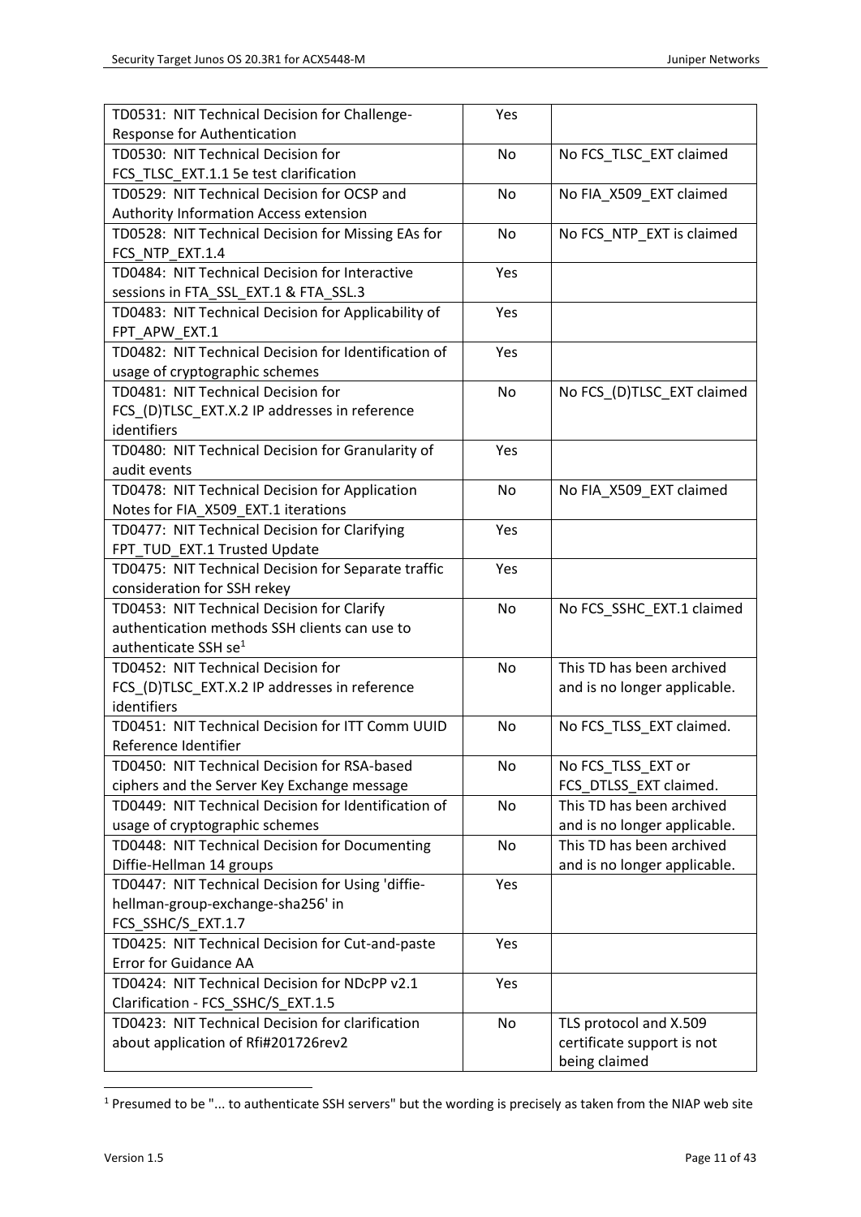| | | |
|---|---|---|
| TD0531: NIT Technical Decision for Challenge-Response for Authentication | Yes | |
| TD0530: NIT Technical Decision for FCS_TLSC_EXT.1.1 5e test clarification | No | No FCS_TLSC_EXT claimed |
| TD0529: NIT Technical Decision for OCSP and Authority Information Access extension | No | No FIA_X509_EXT claimed |
| TD0528: NIT Technical Decision for Missing EAs for FCS_NTP_EXT.1.4 | No | No FCS_NTP_EXT is claimed |
| TD0484: NIT Technical Decision for Interactive sessions in FTA_SSL_EXT.1 & FTA_SSL.3 | Yes | |
| TD0483: NIT Technical Decision for Applicability of FPT_APW_EXT.1 | Yes | |
| TD0482: NIT Technical Decision for Identification of usage of cryptographic schemes | Yes | |
| TD0481: NIT Technical Decision for FCS_(D)TLSC_EXT.X.2 IP addresses in reference identifiers | No | No FCS_(D)TLSC_EXT claimed |
| TD0480: NIT Technical Decision for Granularity of audit events | Yes | |
| TD0478: NIT Technical Decision for Application Notes for FIA_X509_EXT.1 iterations | No | No FIA_X509_EXT claimed |
| TD0477: NIT Technical Decision for Clarifying FPT_TUD_EXT.1 Trusted Update | Yes | |
| TD0475: NIT Technical Decision for Separate traffic consideration for SSH rekey | Yes | |
| TD0453: NIT Technical Decision for Clarify authentication methods SSH clients can use to authenticate SSH se[1] | No | No FCS_SSHC_EXT.1 claimed |
| TD0452: NIT Technical Decision for FCS_(D)TLSC_EXT.X.2 IP addresses in reference identifiers | No | This TD has been archived and is no longer applicable. |
| TD0451: NIT Technical Decision for ITT Comm UUID Reference Identifier | No | No FCS_TLSS_EXT claimed. |
| TD0450: NIT Technical Decision for RSA-based ciphers and the Server Key Exchange message | No | No FCS_TLSS_EXT or FCS_DTLSS_EXT claimed. |
| TD0449: NIT Technical Decision for Identification of usage of cryptographic schemes | No | This TD has been archived and is no longer applicable. |
| TD0448: NIT Technical Decision for Documenting Diffie-Hellman 14 groups | No | This TD has been archived and is no longer applicable. |
| TD0447: NIT Technical Decision for Using 'diffie-hellman-group-exchange-sha256' in FCS_SSHC/S_EXT.1.7 | Yes | |
| TD0425: NIT Technical Decision for Cut-and-paste Error for Guidance AA | Yes | |
| TD0424: NIT Technical Decision for NDcPP v2.1 Clarification - FCS_SSHC/S_EXT.1.5 | Yes | |
| TD0423: NIT Technical Decision for clarification about application of Rfi#201726rev2 | No | TLS protocol and X.509 certificate support is not being claimed |

[1] Presumed to be "... to authenticate SSH servers" but the wording is precisely as taken from the NIAP web site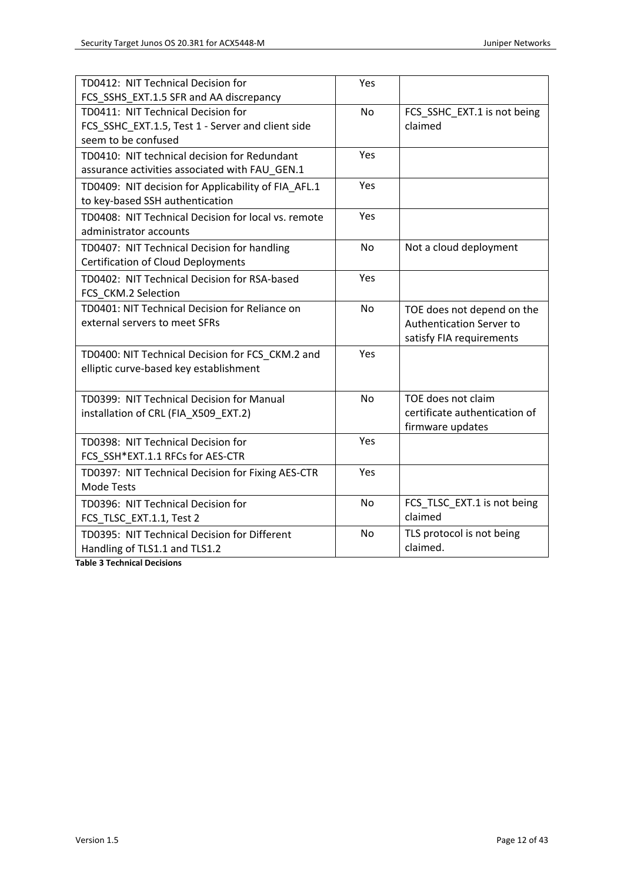| | | |
|---|---|---|
| TD0412: NIT Technical Decision for FCS_SSHS_EXT.1.5 SFR and AA discrepancy | Yes | |
| TD0411: NIT Technical Decision for FCS_SSHC_EXT.1.5, Test 1 - Server and client side seem to be confused | No | FCS_SSHC_EXT.1 is not being claimed |
| TD0410: NIT technical decision for Redundant assurance activities associated with FAU_GEN.1 | Yes | |
| TD0409: NIT decision for Applicability of FIA_AFL.1 to key-based SSH authentication | Yes | |
| TD0408: NIT Technical Decision for local vs. remote administrator accounts | Yes | |
| TD0407: NIT Technical Decision for handling Certification of Cloud Deployments | No | Not a cloud deployment |
| TD0402: NIT Technical Decision for RSA-based FCS_CKM.2 Selection | Yes | |
| TD0401: NIT Technical Decision for Reliance on external servers to meet SFRs | No | TOE does not depend on the Authentication Server to satisfy FIA requirements |
| TD0400: NIT Technical Decision for FCS_CKM.2 and elliptic curve-based key establishment | Yes | |
| TD0399: NIT Technical Decision for Manual installation of CRL (FIA_X509_EXT.2) | No | TOE does not claim certificate authentication of firmware updates |
| TD0398: NIT Technical Decision for FCS_SSH*EXT.1.1 RFCs for AES-CTR | Yes | |
| TD0397: NIT Technical Decision for Fixing AES-CTR Mode Tests | Yes | |
| TD0396: NIT Technical Decision for FCS_TLSC_EXT.1.1, Test 2 | No | FCS_TLSC_EXT.1 is not being claimed |
| TD0395: NIT Technical Decision for Different Handling of TLS1.1 and TLS1.2 | No | TLS protocol is not being claimed. |

**Table 3 Technical Decisions**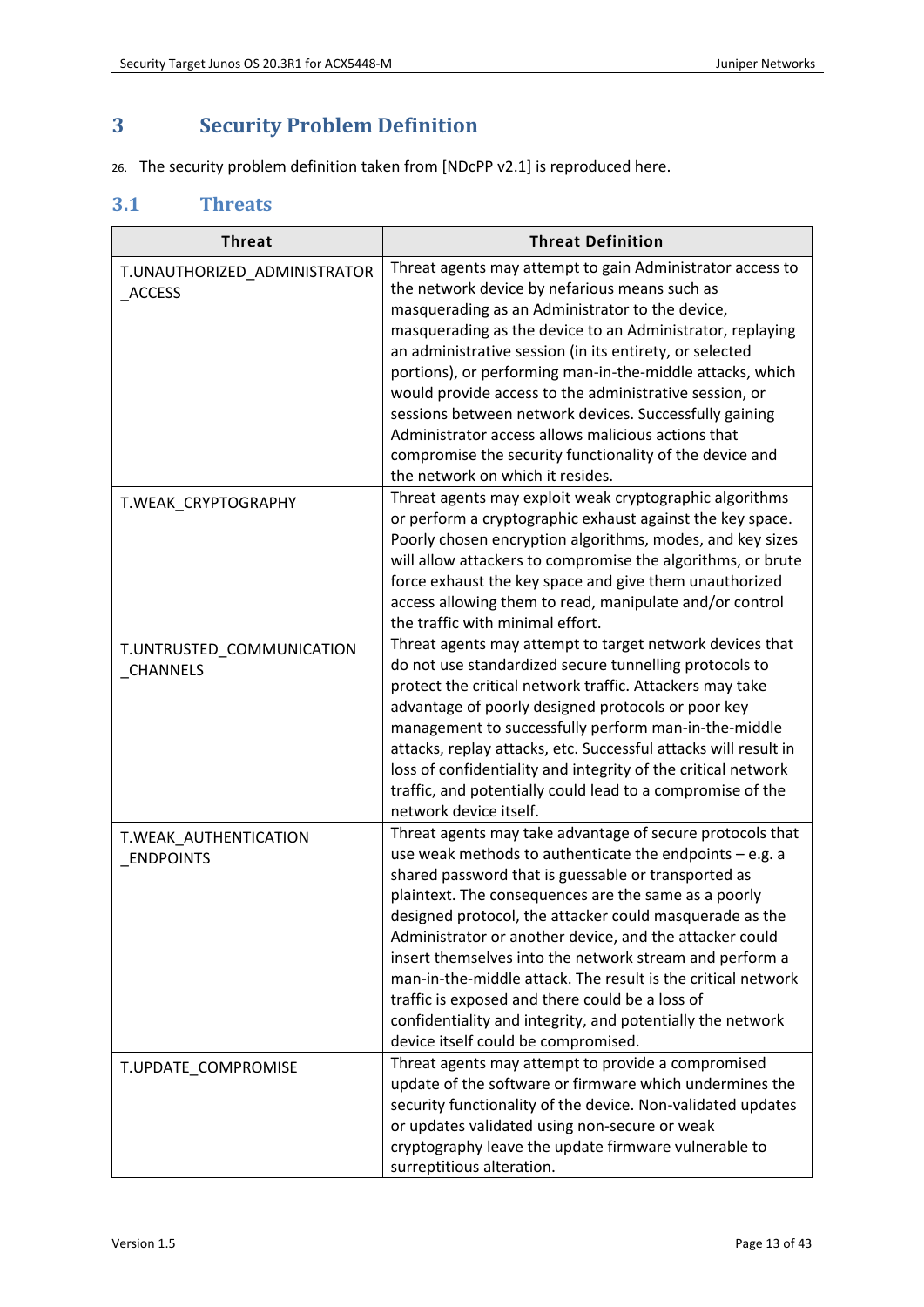# 3 Security Problem Definition

26. The security problem definition taken from [NDcPP v2.1] is reproduced here.

## 3.1 Threats

| Threat | Threat Definition |
|---|---|
| T.UNAUTHORIZED_ADMINISTRATOR_ACCESS | Threat agents may attempt to gain Administrator access to the network device by nefarious means such as masquerading as an Administrator to the device, masquerading as the device to an Administrator, replaying an administrative session (in its entirety, or selected portions), or performing man-in-the-middle attacks, which would provide access to the administrative session, or sessions between network devices. Successfully gaining Administrator access allows malicious actions that compromise the security functionality of the device and the network on which it resides. |
| T.WEAK_CRYPTOGRAPHY | Threat agents may exploit weak cryptographic algorithms or perform a cryptographic exhaust against the key space. Poorly chosen encryption algorithms, modes, and key sizes will allow attackers to compromise the algorithms, or brute force exhaust the key space and give them unauthorized access allowing them to read, manipulate and/or control the traffic with minimal effort. |
| T.UNTRUSTED_COMMUNICATION_CHANNELS | Threat agents may attempt to target network devices that do not use standardized secure tunnelling protocols to protect the critical network traffic. Attackers may take advantage of poorly designed protocols or poor key management to successfully perform man-in-the-middle attacks, replay attacks, etc. Successful attacks will result in loss of confidentiality and integrity of the critical network traffic, and potentially could lead to a compromise of the network device itself. |
| T.WEAK_AUTHENTICATION_ENDPOINTS | Threat agents may take advantage of secure protocols that use weak methods to authenticate the endpoints – e.g. a shared password that is guessable or transported as plaintext. The consequences are the same as a poorly designed protocol, the attacker could masquerade as the Administrator or another device, and the attacker could insert themselves into the network stream and perform a man-in-the-middle attack. The result is the critical network traffic is exposed and there could be a loss of confidentiality and integrity, and potentially the network device itself could be compromised. |
| T.UPDATE_COMPROMISE | Threat agents may attempt to provide a compromised update of the software or firmware which undermines the security functionality of the device. Non-validated updates or updates validated using non-secure or weak cryptography leave the update firmware vulnerable to surreptitious alteration. |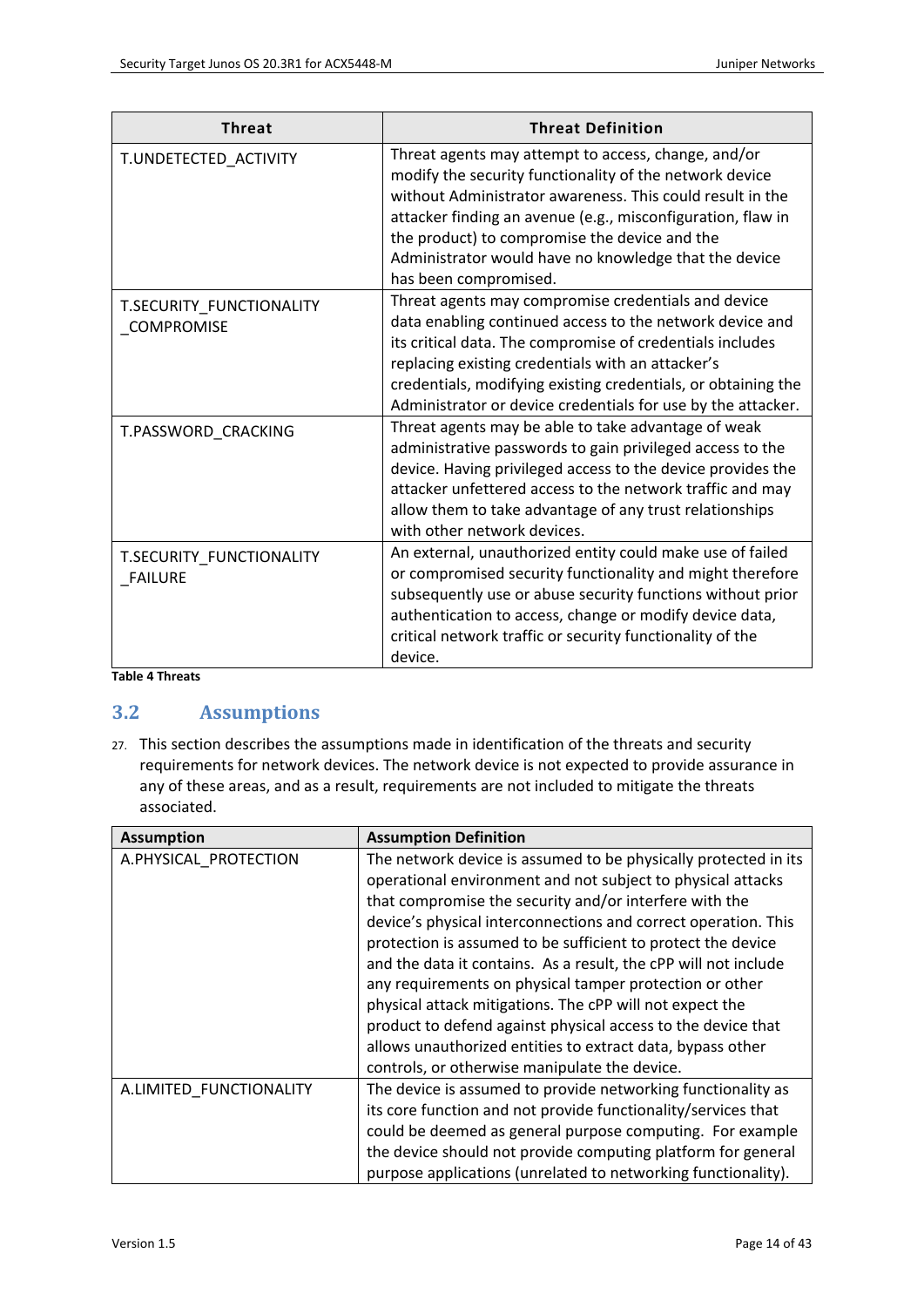| Threat | Threat Definition |
|---|---|
| T.UNDETECTED_ACTIVITY | Threat agents may attempt to access, change, and/or modify the security functionality of the network device without Administrator awareness. This could result in the attacker finding an avenue (e.g., misconfiguration, flaw in the product) to compromise the device and the Administrator would have no knowledge that the device has been compromised. |
| T.SECURITY_FUNCTIONALITY_COMPROMISE | Threat agents may compromise credentials and device data enabling continued access to the network device and its critical data. The compromise of credentials includes replacing existing credentials with an attacker's credentials, modifying existing credentials, or obtaining the Administrator or device credentials for use by the attacker. |
| T.PASSWORD_CRACKING | Threat agents may be able to take advantage of weak administrative passwords to gain privileged access to the device. Having privileged access to the device provides the attacker unfettered access to the network traffic and may allow them to take advantage of any trust relationships with other network devices. |
| T.SECURITY_FUNCTIONALITY_FAILURE | An external, unauthorized entity could make use of failed or compromised security functionality and might therefore subsequently use or abuse security functions without prior authentication to access, change or modify device data, critical network traffic or security functionality of the device. |

**Table 4 Threats**

## 3.2 Assumptions

27. This section describes the assumptions made in identification of the threats and security requirements for network devices. The network device is not expected to provide assurance in any of these areas, and as a result, requirements are not included to mitigate the threats associated.

| Assumption | Assumption Definition |
|---|---|
| A.PHYSICAL_PROTECTION | The network device is assumed to be physically protected in its operational environment and not subject to physical attacks that compromise the security and/or interfere with the device's physical interconnections and correct operation. This protection is assumed to be sufficient to protect the device and the data it contains. As a result, the cPP will not include any requirements on physical tamper protection or other physical attack mitigations. The cPP will not expect the product to defend against physical access to the device that allows unauthorized entities to extract data, bypass other controls, or otherwise manipulate the device. |
| A.LIMITED_FUNCTIONALITY | The device is assumed to provide networking functionality as its core function and not provide functionality/services that could be deemed as general purpose computing. For example the device should not provide computing platform for general purpose applications (unrelated to networking functionality). |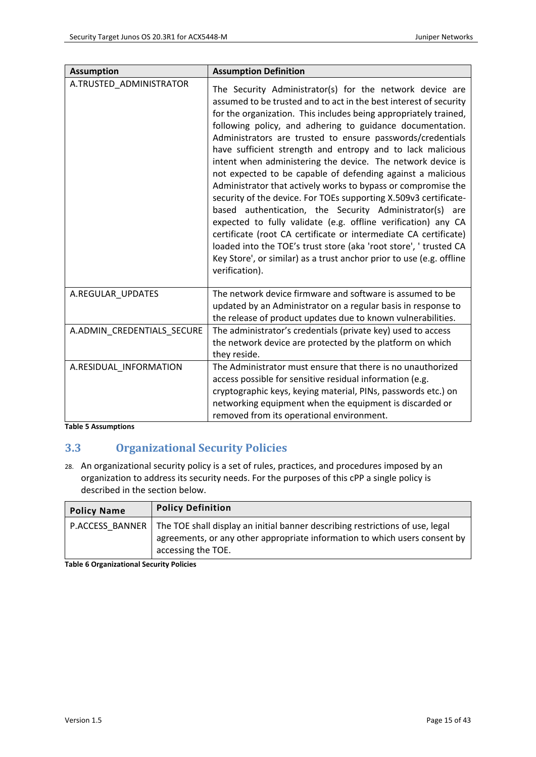| Assumption | Assumption Definition |
| --- | --- |
| A.TRUSTED_ADMINISTRATOR | The Security Administrator(s) for the network device are assumed to be trusted and to act in the best interest of security for the organization. This includes being appropriately trained, following policy, and adhering to guidance documentation. Administrators are trusted to ensure passwords/credentials have sufficient strength and entropy and to lack malicious intent when administering the device. The network device is not expected to be capable of defending against a malicious Administrator that actively works to bypass or compromise the security of the device. For TOEs supporting X.509v3 certificate-based authentication, the Security Administrator(s) are expected to fully validate (e.g. offline verification) any CA certificate (root CA certificate or intermediate CA certificate) loaded into the TOE's trust store (aka 'root store', ' trusted CA Key Store', or similar) as a trust anchor prior to use (e.g. offline verification). |
| A.REGULAR_UPDATES | The network device firmware and software is assumed to be updated by an Administrator on a regular basis in response to the release of product updates due to known vulnerabilities. |
| A.ADMIN_CREDENTIALS_SECURE | The administrator's credentials (private key) used to access the network device are protected by the platform on which they reside. |
| A.RESIDUAL_INFORMATION | The Administrator must ensure that there is no unauthorized access possible for sensitive residual information (e.g. cryptographic keys, keying material, PINs, passwords etc.) on networking equipment when the equipment is discarded or removed from its operational environment. |

**Table 5 Assumptions**

## 3.3 Organizational Security Policies

28. An organizational security policy is a set of rules, practices, and procedures imposed by an organization to address its security needs. For the purposes of this cPP a single policy is described in the section below.

| Policy Name | Policy Definition |
| --- | --- |
| P.ACCESS_BANNER | The TOE shall display an initial banner describing restrictions of use, legal agreements, or any other appropriate information to which users consent by accessing the TOE. |

**Table 6 Organizational Security Policies**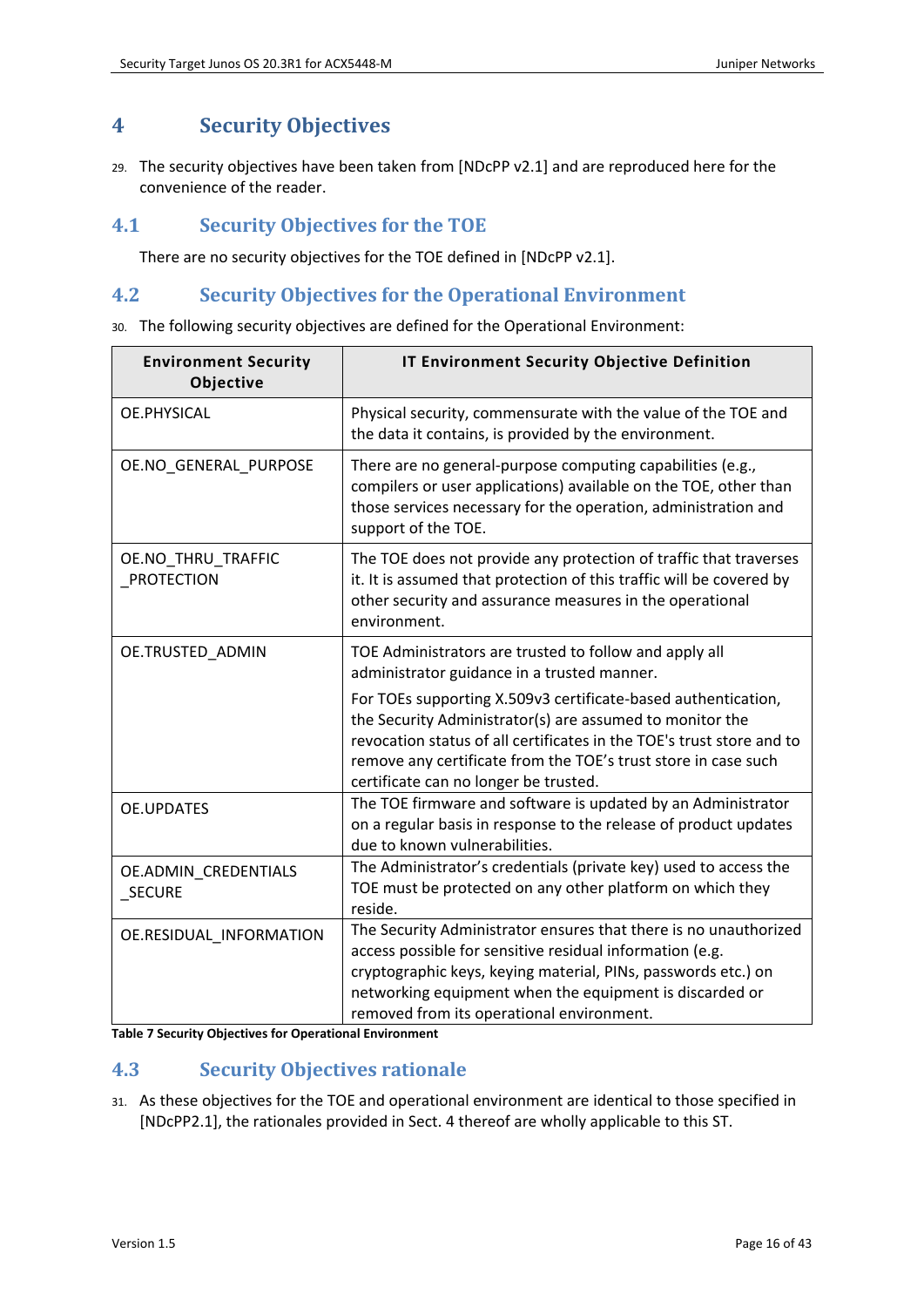# 4 Security Objectives

29. The security objectives have been taken from [NDcPP v2.1] and are reproduced here for the convenience of the reader.

## 4.1 Security Objectives for the TOE

There are no security objectives for the TOE defined in [NDcPP v2.1].

## 4.2 Security Objectives for the Operational Environment

30. The following security objectives are defined for the Operational Environment:

| Environment Security Objective | IT Environment Security Objective Definition |
| --- | --- |
| OE.PHYSICAL | Physical security, commensurate with the value of the TOE and the data it contains, is provided by the environment. |
| OE.NO_GENERAL_PURPOSE | There are no general-purpose computing capabilities (e.g., compilers or user applications) available on the TOE, other than those services necessary for the operation, administration and support of the TOE. |
| OE.NO_THRU_TRAFFIC_PROTECTION | The TOE does not provide any protection of traffic that traverses it. It is assumed that protection of this traffic will be covered by other security and assurance measures in the operational environment. |
| OE.TRUSTED_ADMIN | TOE Administrators are trusted to follow and apply all administrator guidance in a trusted manner. For TOEs supporting X.509v3 certificate-based authentication, the Security Administrator(s) are assumed to monitor the revocation status of all certificates in the TOE's trust store and to remove any certificate from the TOE's trust store in case such certificate can no longer be trusted. |
| OE.UPDATES | The TOE firmware and software is updated by an Administrator on a regular basis in response to the release of product updates due to known vulnerabilities. |
| OE.ADMIN_CREDENTIALS_SECURE | The Administrator's credentials (private key) used to access the TOE must be protected on any other platform on which they reside. |
| OE.RESIDUAL_INFORMATION | The Security Administrator ensures that there is no unauthorized access possible for sensitive residual information (e.g. cryptographic keys, keying material, PINs, passwords etc.) on networking equipment when the equipment is discarded or removed from its operational environment. |

**Table 7 Security Objectives for Operational Environment**

## 4.3 Security Objectives rationale

31. As these objectives for the TOE and operational environment are identical to those specified in [NDcPP2.1], the rationales provided in Sect. 4 thereof are wholly applicable to this ST.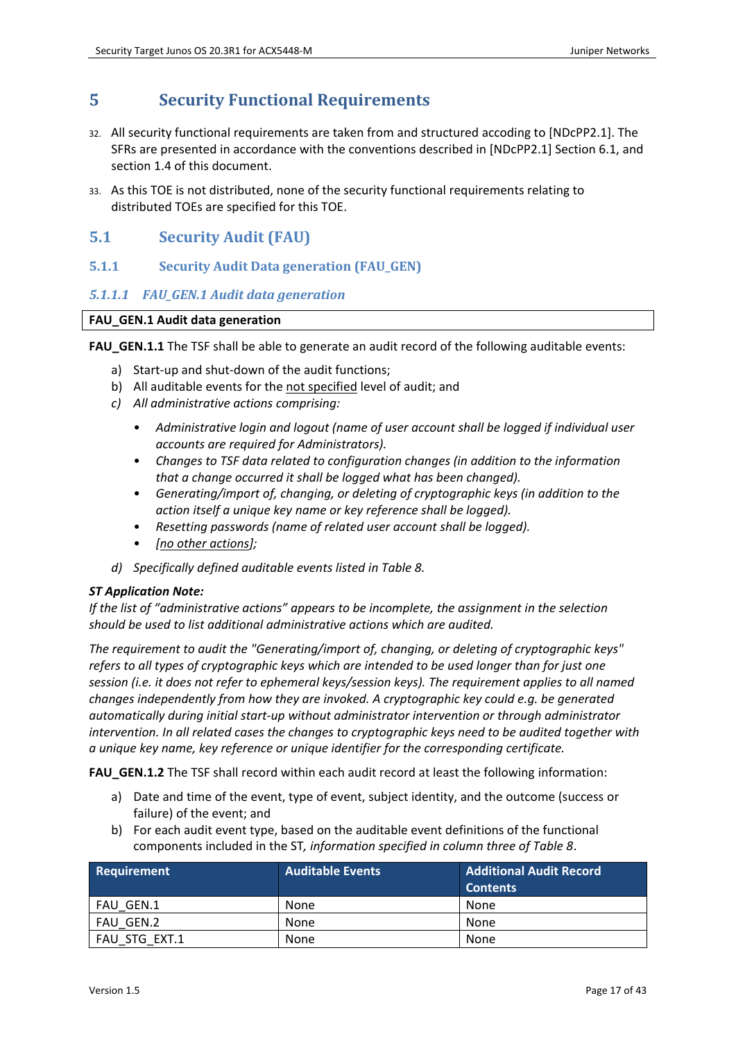# 5 Security Functional Requirements

32. All security functional requirements are taken from and structured accoding to [NDcPP2.1]. The SFRs are presented in accordance with the conventions described in [NDcPP2.1] Section 6.1, and section 1.4 of this document.

33. As this TOE is not distributed, none of the security functional requirements relating to distributed TOEs are specified for this TOE.

## 5.1 Security Audit (FAU)

### 5.1.1 Security Audit Data generation (FAU_GEN)

#### *5.1.1.1 FAU_GEN.1 Audit data generation*

| FAU_GEN.1 Audit data generation |
|---|

**FAU_GEN.1.1** The TSF shall be able to generate an audit record of the following auditable events:

a) Start-up and shut-down of the audit functions;
b) All auditable events for the <u>not specified</u> level of audit; and
c) *All administrative actions comprising:*
   - *Administrative login and logout (name of user account shall be logged if individual user accounts are required for Administrators).*
   - *Changes to TSF data related to configuration changes (in addition to the information that a change occurred it shall be logged what has been changed).*
   - *Generating/import of, changing, or deleting of cryptographic keys (in addition to the action itself a unique key name or key reference shall be logged).*
   - *Resetting passwords (name of related user account shall be logged).*
   - *[<u>no other actions</u>];*

d) *Specifically defined auditable events listed in Table 8.*

***ST Application Note:***
*If the list of "administrative actions" appears to be incomplete, the assignment in the selection should be used to list additional administrative actions which are audited.*

*The requirement to audit the "Generating/import of, changing, or deleting of cryptographic keys" refers to all types of cryptographic keys which are intended to be used longer than for just one session (i.e. it does not refer to ephemeral keys/session keys). The requirement applies to all named changes independently from how they are invoked. A cryptographic key could e.g. be generated automatically during initial start-up without administrator intervention or through administrator intervention. In all related cases the changes to cryptographic keys need to be audited together with a unique key name, key reference or unique identifier for the corresponding certificate.*

**FAU_GEN.1.2** The TSF shall record within each audit record at least the following information:

a) Date and time of the event, type of event, subject identity, and the outcome (success or failure) of the event; and
b) For each audit event type, based on the auditable event definitions of the functional components included in the ST, *information specified in column three of Table 8*.

| Requirement | Auditable Events | Additional Audit Record Contents |
|---|---|---|
| FAU_GEN.1 | None | None |
| FAU_GEN.2 | None | None |
| FAU_STG_EXT.1 | None | None |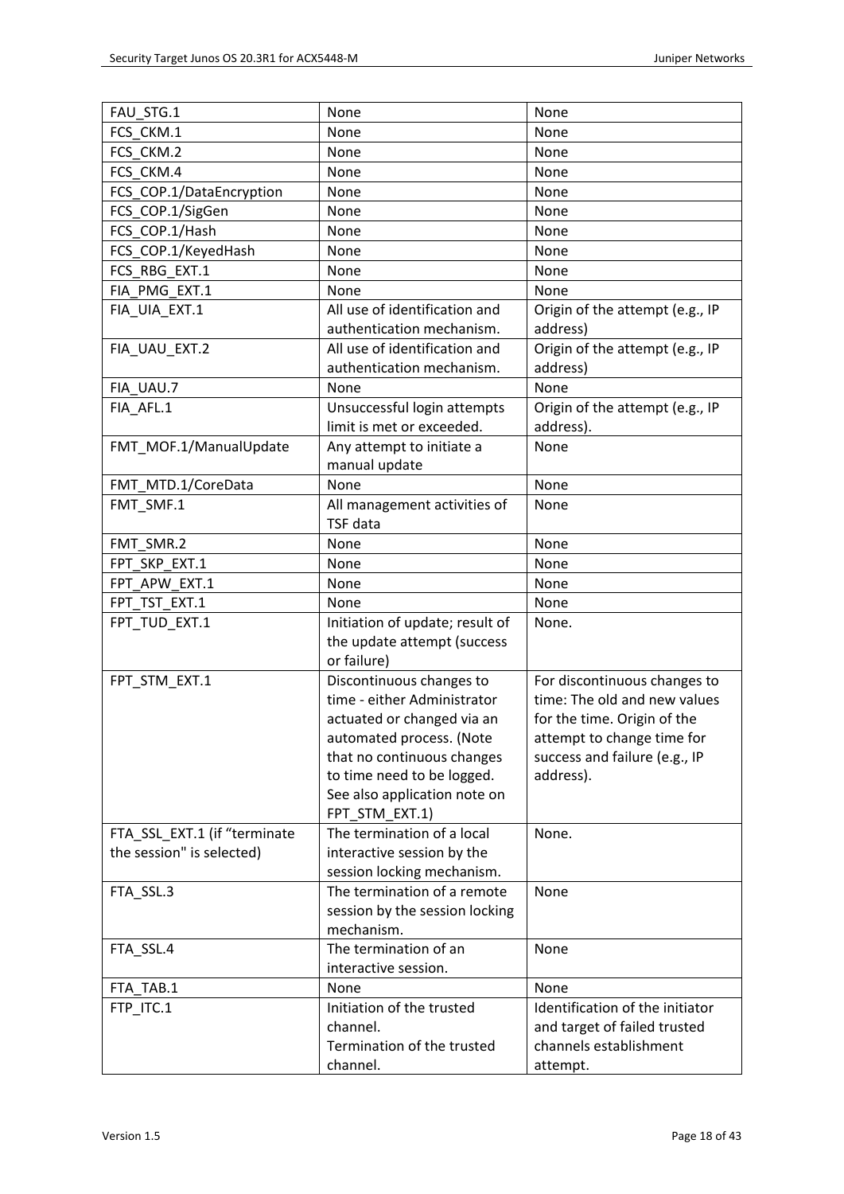| FAU_STG.1 | None | None |
|---|---|---|
| FCS_CKM.1 | None | None |
| FCS_CKM.2 | None | None |
| FCS_CKM.4 | None | None |
| FCS_COP.1/DataEncryption | None | None |
| FCS_COP.1/SigGen | None | None |
| FCS_COP.1/Hash | None | None |
| FCS_COP.1/KeyedHash | None | None |
| FCS_RBG_EXT.1 | None | None |
| FIA_PMG_EXT.1 | None | None |
| FIA_UIA_EXT.1 | All use of identification and authentication mechanism. | Origin of the attempt (e.g., IP address) |
| FIA_UAU_EXT.2 | All use of identification and authentication mechanism. | Origin of the attempt (e.g., IP address) |
| FIA_UAU.7 | None | None |
| FIA_AFL.1 | Unsuccessful login attempts limit is met or exceeded. | Origin of the attempt (e.g., IP address). |
| FMT_MOF.1/ManualUpdate | Any attempt to initiate a manual update | None |
| FMT_MTD.1/CoreData | None | None |
| FMT_SMF.1 | All management activities of TSF data | None |
| FMT_SMR.2 | None | None |
| FPT_SKP_EXT.1 | None | None |
| FPT_APW_EXT.1 | None | None |
| FPT_TST_EXT.1 | None | None |
| FPT_TUD_EXT.1 | Initiation of update; result of the update attempt (success or failure) | None. |
| FPT_STM_EXT.1 | Discontinuous changes to time - either Administrator actuated or changed via an automated process. (Note that no continuous changes to time need to be logged. See also application note on FPT_STM_EXT.1) | For discontinuous changes to time: The old and new values for the time. Origin of the attempt to change time for success and failure (e.g., IP address). |
| FTA_SSL_EXT.1 (if "terminate the session" is selected) | The termination of a local interactive session by the session locking mechanism. | None. |
| FTA_SSL.3 | The termination of a remote session by the session locking mechanism. | None |
| FTA_SSL.4 | The termination of an interactive session. | None |
| FTA_TAB.1 | None | None |
| FTP_ITC.1 | Initiation of the trusted channel.<br>Termination of the trusted channel. | Identification of the initiator and target of failed trusted channels establishment attempt. |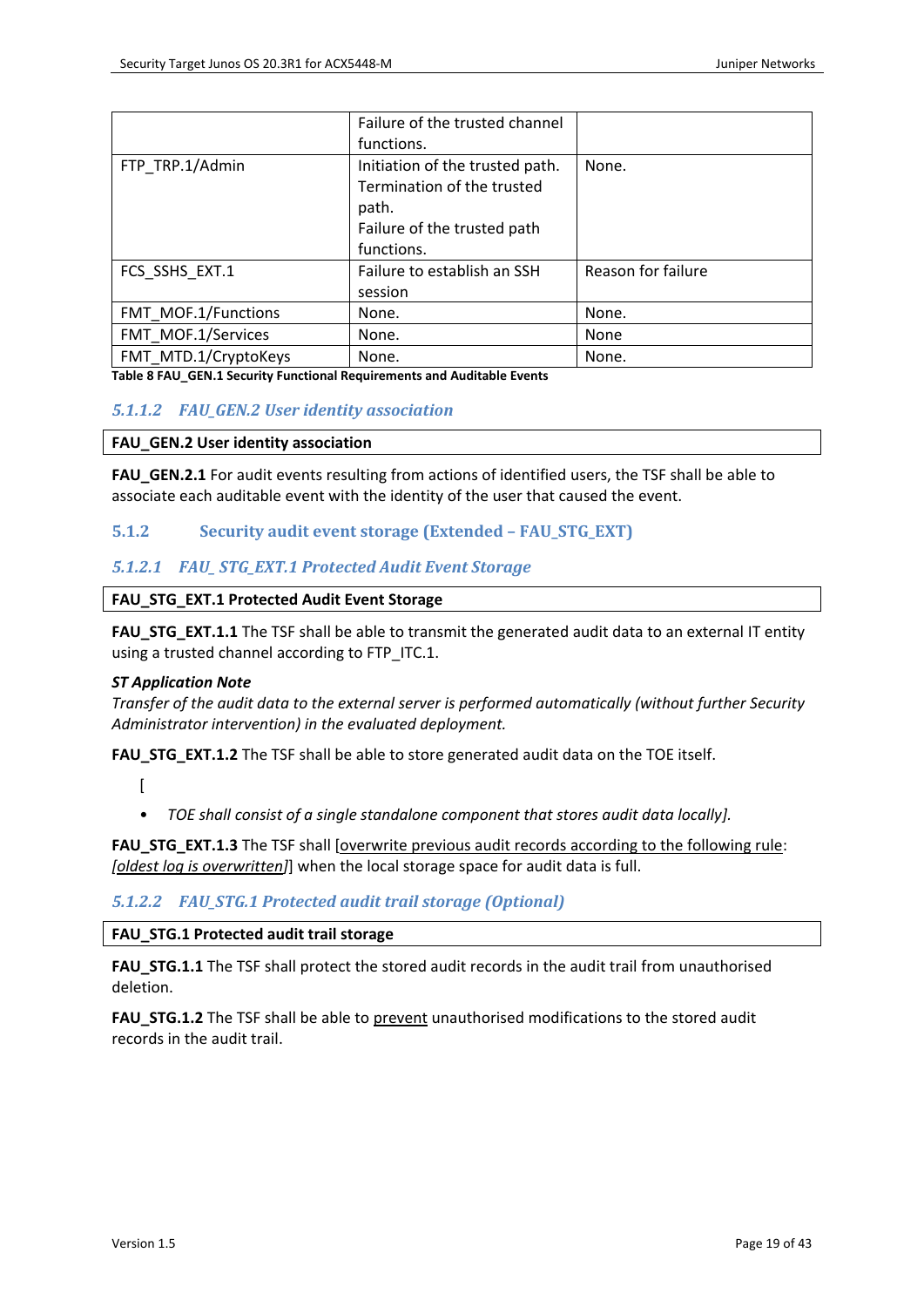| | | |
|---|---|---|
| | Failure of the trusted channel functions. | |
| FTP_TRP.1/Admin | Initiation of the trusted path.<br>Termination of the trusted path.<br>Failure of the trusted path functions. | None. |
| FCS_SSHS_EXT.1 | Failure to establish an SSH session | Reason for failure |
| FMT_MOF.1/Functions | None. | None. |
| FMT_MOF.1/Services | None. | None |
| FMT_MTD.1/CryptoKeys | None. | None. |

**Table 8 FAU_GEN.1 Security Functional Requirements and Auditable Events**

#### *5.1.1.2 FAU_GEN.2 User identity association*

| **FAU_GEN.2 User identity association** |
|---|

**FAU_GEN.2.1** For audit events resulting from actions of identified users, the TSF shall be able to associate each auditable event with the identity of the user that caused the event.

### 5.1.2 Security audit event storage (Extended – FAU_STG_EXT)

#### *5.1.2.1 FAU_ STG_EXT.1 Protected Audit Event Storage*

| **FAU_STG_EXT.1 Protected Audit Event Storage** |
|---|

**FAU_STG_EXT.1.1** The TSF shall be able to transmit the generated audit data to an external IT entity using a trusted channel according to FTP_ITC.1.

***ST Application Note***
*Transfer of the audit data to the external server is performed automatically (without further Security Administrator intervention) in the evaluated deployment.*

**FAU_STG_EXT.1.2** The TSF shall be able to store generated audit data on the TOE itself.

[

- *TOE shall consist of a single standalone component that stores audit data locally].*

**FAU_STG_EXT.1.3** The TSF shall [overwrite previous audit records according to the following rule: *[oldest log is overwritten]*] when the local storage space for audit data is full.

#### *5.1.2.2 FAU_STG.1 Protected audit trail storage (Optional)*

| **FAU_STG.1 Protected audit trail storage** |
|---|

**FAU_STG.1.1** The TSF shall protect the stored audit records in the audit trail from unauthorised deletion.

**FAU_STG.1.2** The TSF shall be able to prevent unauthorised modifications to the stored audit records in the audit trail.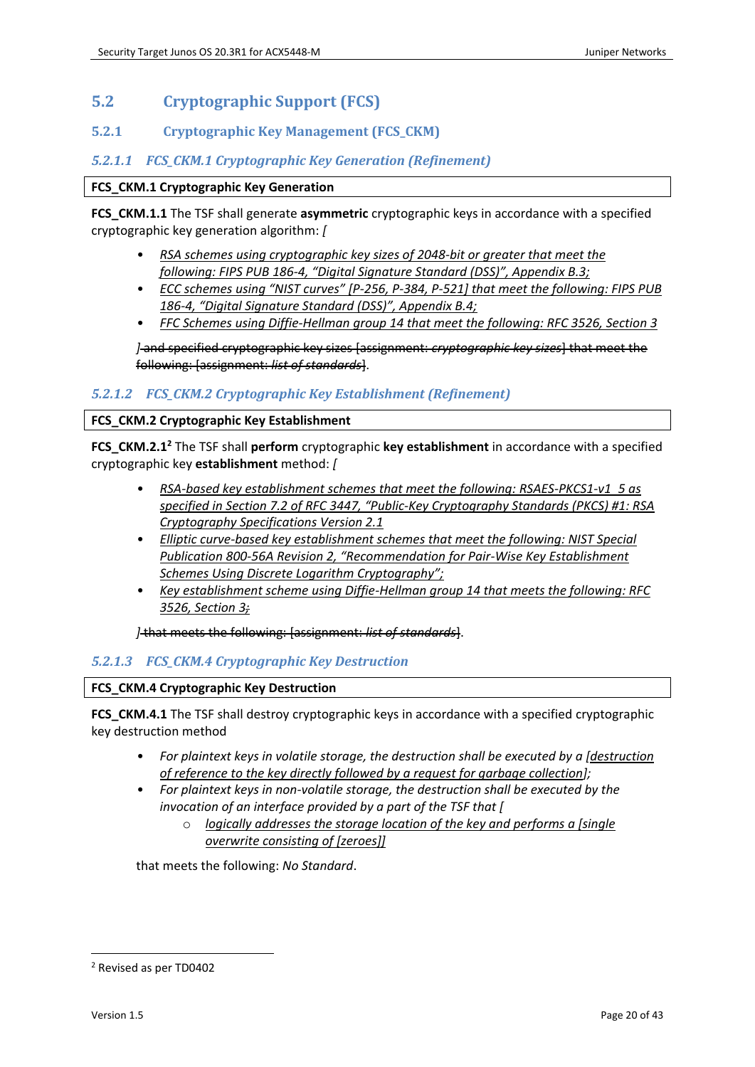## 5.2 Cryptographic Support (FCS)

### 5.2.1 Cryptographic Key Management (FCS_CKM)

#### 5.2.1.1 FCS_CKM.1 Cryptographic Key Generation (Refinement)

**FCS_CKM.1 Cryptographic Key Generation**

**FCS_CKM.1.1** The TSF shall generate **asymmetric** cryptographic keys in accordance with a specified cryptographic key generation algorithm: *[*

- *RSA schemes using cryptographic key sizes of 2048-bit or greater that meet the following: FIPS PUB 186-4, "Digital Signature Standard (DSS)", Appendix B.3;*
- *ECC schemes using "NIST curves" [P-256, P-384, P-521] that meet the following: FIPS PUB 186-4, "Digital Signature Standard (DSS)", Appendix B.4;*
- *FFC Schemes using Diffie-Hellman group 14 that meet the following: RFC 3526, Section 3*

*]* ~~and specified cryptographic key sizes [assignment: *cryptographic key sizes*] that meet the following: [assignment: *list of standards*]~~.

#### 5.2.1.2 FCS_CKM.2 Cryptographic Key Establishment (Refinement)

**FCS_CKM.2 Cryptographic Key Establishment**

**FCS_CKM.2.1**[2] The TSF shall **perform** cryptographic **key establishment** in accordance with a specified cryptographic key **establishment** method: *[*

- *RSA-based key establishment schemes that meet the following: RSAES-PKCS1-v1_5 as specified in Section 7.2 of RFC 3447, "Public-Key Cryptography Standards (PKCS) #1: RSA Cryptography Specifications Version 2.1*
- *Elliptic curve-based key establishment schemes that meet the following: NIST Special Publication 800-56A Revision 2, "Recommendation for Pair-Wise Key Establishment Schemes Using Discrete Logarithm Cryptography";*
- *Key establishment scheme using Diffie-Hellman group 14 that meets the following: RFC 3526, Section 3~~;~~*

*]* ~~that meets the following: [assignment: *list of standards*]~~.

#### 5.2.1.3 FCS_CKM.4 Cryptographic Key Destruction

**FCS_CKM.4 Cryptographic Key Destruction**

**FCS_CKM.4.1** The TSF shall destroy cryptographic keys in accordance with a specified cryptographic key destruction method

- *For plaintext keys in volatile storage, the destruction shall be executed by a [destruction of reference to the key directly followed by a request for garbage collection];*
- *For plaintext keys in non-volatile storage, the destruction shall be executed by the invocation of an interface provided by a part of the TSF that [*
  - *logically addresses the storage location of the key and performs a [single overwrite consisting of [zeroes]]*

that meets the following: *No Standard*.

---

[2] Revised as per TD0402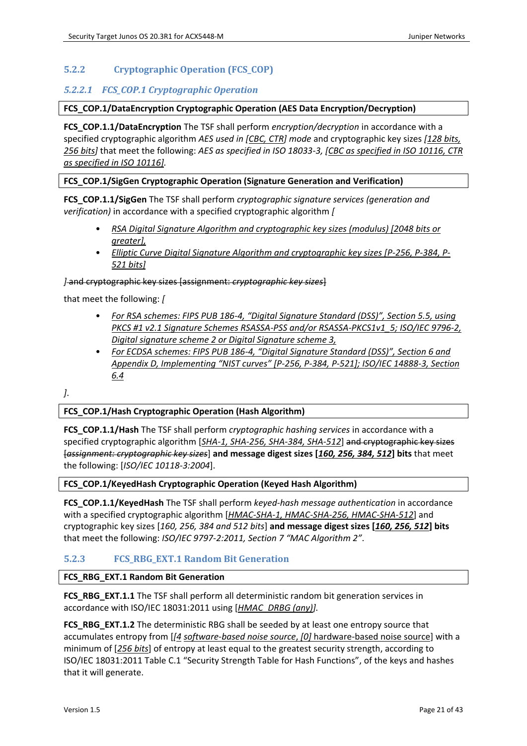### 5.2.2 Cryptographic Operation (FCS_COP)

#### 5.2.2.1 FCS_COP.1 Cryptographic Operation

**FCS_COP.1/DataEncryption Cryptographic Operation (AES Data Encryption/Decryption)**

**FCS_COP.1.1/DataEncryption** The TSF shall perform *encryption/decryption* in accordance with a specified cryptographic algorithm *AES used in [CBC, CTR] mode* and cryptographic key sizes *[128 bits, 256 bits]* that meet the following: *AES as specified in ISO 18033-3, [CBC as specified in ISO 10116, CTR as specified in ISO 10116]*.

**FCS_COP.1/SigGen Cryptographic Operation (Signature Generation and Verification)**

**FCS_COP.1.1/SigGen** The TSF shall perform *cryptographic signature services (generation and verification)* in accordance with a specified cryptographic algorithm *[*

- *RSA Digital Signature Algorithm and cryptographic key sizes (modulus) [2048 bits or greater],*
- *Elliptic Curve Digital Signature Algorithm and cryptographic key sizes [P-256, P-384, P-521 bits]*

*]* ~~and cryptographic key sizes [assignment: *cryptographic key sizes*]~~

that meet the following: *[*

- *For RSA schemes: FIPS PUB 186-4, "Digital Signature Standard (DSS)", Section 5.5, using PKCS #1 v2.1 Signature Schemes RSASSA-PSS and/or RSASSA-PKCS1v1_5; ISO/IEC 9796-2, Digital signature scheme 2 or Digital Signature scheme 3,*
- *For ECDSA schemes: FIPS PUB 186-4, "Digital Signature Standard (DSS)", Section 6 and Appendix D, Implementing "NIST curves" [P-256, P-384, P-521]; ISO/IEC 14888-3, Section 6.4*

*]*.

**FCS_COP.1/Hash Cryptographic Operation (Hash Algorithm)**

**FCS_COP.1.1/Hash** The TSF shall perform *cryptographic hashing services* in accordance with a specified cryptographic algorithm [*SHA-1, SHA-256, SHA-384, SHA-512*] ~~and cryptographic key sizes [*assignment: cryptographic key sizes*]~~ **and message digest sizes [*160, 256, 384, 512*] bits** that meet the following: [*ISO/IEC 10118-3:2004*].

**FCS_COP.1/KeyedHash Cryptographic Operation (Keyed Hash Algorithm)**

**FCS_COP.1.1/KeyedHash** The TSF shall perform *keyed-hash message authentication* in accordance with a specified cryptographic algorithm [*HMAC-SHA-1, HMAC-SHA-256, HMAC-SHA-512*] and cryptographic key sizes [*160, 256, 384 and 512 bits*] **and message digest sizes [*160, 256, 512*] bits** that meet the following: *ISO/IEC 9797-2:2011, Section 7 "MAC Algorithm 2"*.

### 5.2.3 FCS_RBG_EXT.1 Random Bit Generation

**FCS_RBG_EXT.1 Random Bit Generation**

**FCS_RBG_EXT.1.1** The TSF shall perform all deterministic random bit generation services in accordance with ISO/IEC 18031:2011 using [*HMAC_DRBG (any)*].

**FCS_RBG_EXT.1.2** The deterministic RBG shall be seeded by at least one entropy source that accumulates entropy from [*[4* software-based noise source, *[0]* hardware-based noise source] with a minimum of [*256 bits*] of entropy at least equal to the greatest security strength, according to ISO/IEC 18031:2011 Table C.1 "Security Strength Table for Hash Functions", of the keys and hashes that it will generate.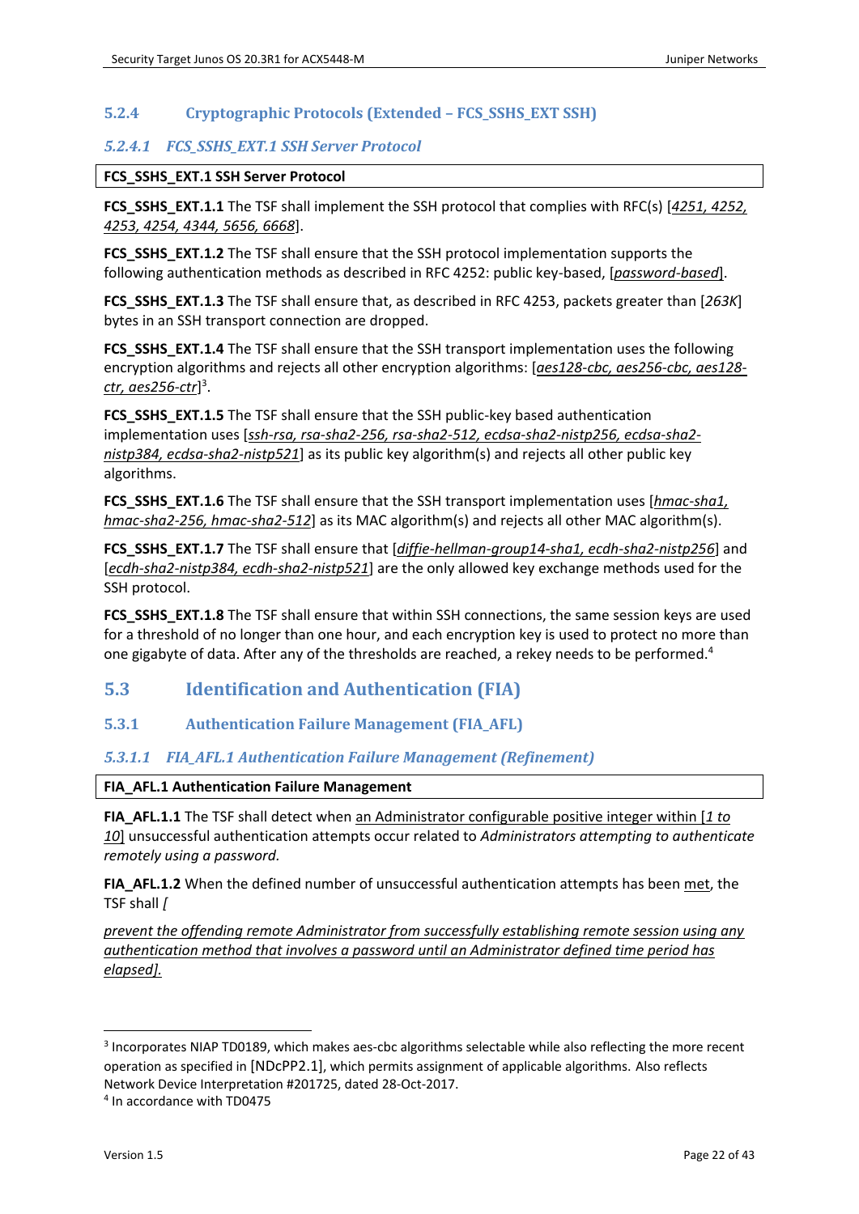### 5.2.4 Cryptographic Protocols (Extended – FCS_SSHS_EXT SSH)

#### *5.2.4.1 FCS_SSHS_EXT.1 SSH Server Protocol*

**FCS_SSHS_EXT.1 SSH Server Protocol**

**FCS_SSHS_EXT.1.1** The TSF shall implement the SSH protocol that complies with RFC(s) [*4251, 4252, 4253, 4254, 4344, 5656, 6668*].

**FCS_SSHS_EXT.1.2** The TSF shall ensure that the SSH protocol implementation supports the following authentication methods as described in RFC 4252: public key-based, [*password-based*].

**FCS_SSHS_EXT.1.3** The TSF shall ensure that, as described in RFC 4253, packets greater than [*263K*] bytes in an SSH transport connection are dropped.

**FCS_SSHS_EXT.1.4** The TSF shall ensure that the SSH transport implementation uses the following encryption algorithms and rejects all other encryption algorithms: [*aes128-cbc, aes256-cbc, aes128-ctr, aes256-ctr*][3].

**FCS_SSHS_EXT.1.5** The TSF shall ensure that the SSH public-key based authentication implementation uses [*ssh-rsa, rsa-sha2-256, rsa-sha2-512, ecdsa-sha2-nistp256, ecdsa-sha2-nistp384, ecdsa-sha2-nistp521*] as its public key algorithm(s) and rejects all other public key algorithms.

**FCS_SSHS_EXT.1.6** The TSF shall ensure that the SSH transport implementation uses [*hmac-sha1, hmac-sha2-256, hmac-sha2-512*] as its MAC algorithm(s) and rejects all other MAC algorithm(s).

**FCS_SSHS_EXT.1.7** The TSF shall ensure that [*diffie-hellman-group14-sha1, ecdh-sha2-nistp256*] and [*ecdh-sha2-nistp384, ecdh-sha2-nistp521*] are the only allowed key exchange methods used for the SSH protocol.

**FCS_SSHS_EXT.1.8** The TSF shall ensure that within SSH connections, the same session keys are used for a threshold of no longer than one hour, and each encryption key is used to protect no more than one gigabyte of data. After any of the thresholds are reached, a rekey needs to be performed.[4]

## 5.3 Identification and Authentication (FIA)

### 5.3.1 Authentication Failure Management (FIA_AFL)

#### *5.3.1.1 FIA_AFL.1 Authentication Failure Management (Refinement)*

**FIA_AFL.1 Authentication Failure Management**

**FIA_AFL.1.1** The TSF shall detect when an Administrator configurable positive integer within [*1 to 10*] unsuccessful authentication attempts occur related to *Administrators attempting to authenticate remotely using a password.*

**FIA_AFL.1.2** When the defined number of unsuccessful authentication attempts has been met, the TSF shall *[*

*prevent the offending remote Administrator from successfully establishing remote session using any authentication method that involves a password until an Administrator defined time period has elapsed].*

---

[3] Incorporates NIAP TD0189, which makes aes-cbc algorithms selectable while also reflecting the more recent operation as specified in [NDcPP2.1], which permits assignment of applicable algorithms. Also reflects Network Device Interpretation #201725, dated 28-Oct-2017.

[4] In accordance with TD0475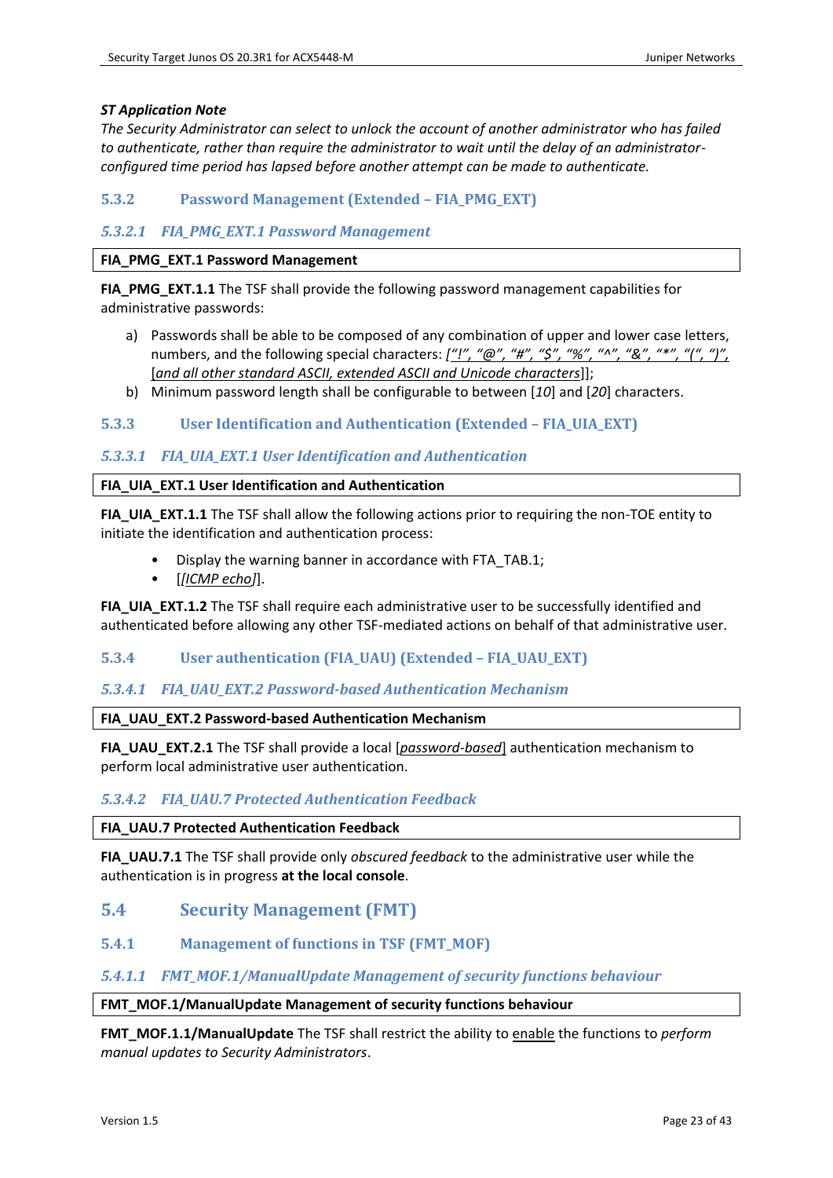***ST Application Note***

*The Security Administrator can select to unlock the account of another administrator who has failed to authenticate, rather than require the administrator to wait until the delay of an administrator-configured time period has lapsed before another attempt can be made to authenticate.*

### 5.3.2 Password Management (Extended – FIA_PMG_EXT)

#### *5.3.2.1 FIA_PMG_EXT.1 Password Management*

**FIA_PMG_EXT.1 Password Management**

**FIA_PMG_EXT.1.1** The TSF shall provide the following password management capabilities for administrative passwords:

a) Passwords shall be able to be composed of any combination of upper and lower case letters, numbers, and the following special characters: [*"!", "@", "#", "$", "%", "^", "&", "*", "(", ")"*, [*and all other standard ASCII, extended ASCII and Unicode characters*]];

b) Minimum password length shall be configurable to between [*10*] and [*20*] characters.

### 5.3.3 User Identification and Authentication (Extended – FIA_UIA_EXT)

#### *5.3.3.1 FIA_UIA_EXT.1 User Identification and Authentication*

**FIA_UIA_EXT.1 User Identification and Authentication**

**FIA_UIA_EXT.1.1** The TSF shall allow the following actions prior to requiring the non-TOE entity to initiate the identification and authentication process:

- Display the warning banner in accordance with FTA_TAB.1;
- [[*ICMP echo*]].

**FIA_UIA_EXT.1.2** The TSF shall require each administrative user to be successfully identified and authenticated before allowing any other TSF-mediated actions on behalf of that administrative user.

### 5.3.4 User authentication (FIA_UAU) (Extended – FIA_UAU_EXT)

#### *5.3.4.1 FIA_UAU_EXT.2 Password-based Authentication Mechanism*

**FIA_UAU_EXT.2 Password-based Authentication Mechanism**

**FIA_UAU_EXT.2.1** The TSF shall provide a local [*password-based*] authentication mechanism to perform local administrative user authentication.

#### *5.3.4.2 FIA_UAU.7 Protected Authentication Feedback*

**FIA_UAU.7 Protected Authentication Feedback**

**FIA_UAU.7.1** The TSF shall provide only *obscured feedback* to the administrative user while the authentication is in progress **at the local console**.

## 5.4 Security Management (FMT)

### 5.4.1 Management of functions in TSF (FMT_MOF)

#### *5.4.1.1 FMT_MOF.1/ManualUpdate Management of security functions behaviour*

**FMT_MOF.1/ManualUpdate Management of security functions behaviour**

**FMT_MOF.1.1/ManualUpdate** The TSF shall restrict the ability to enable the functions to *perform manual updates to Security Administrators*.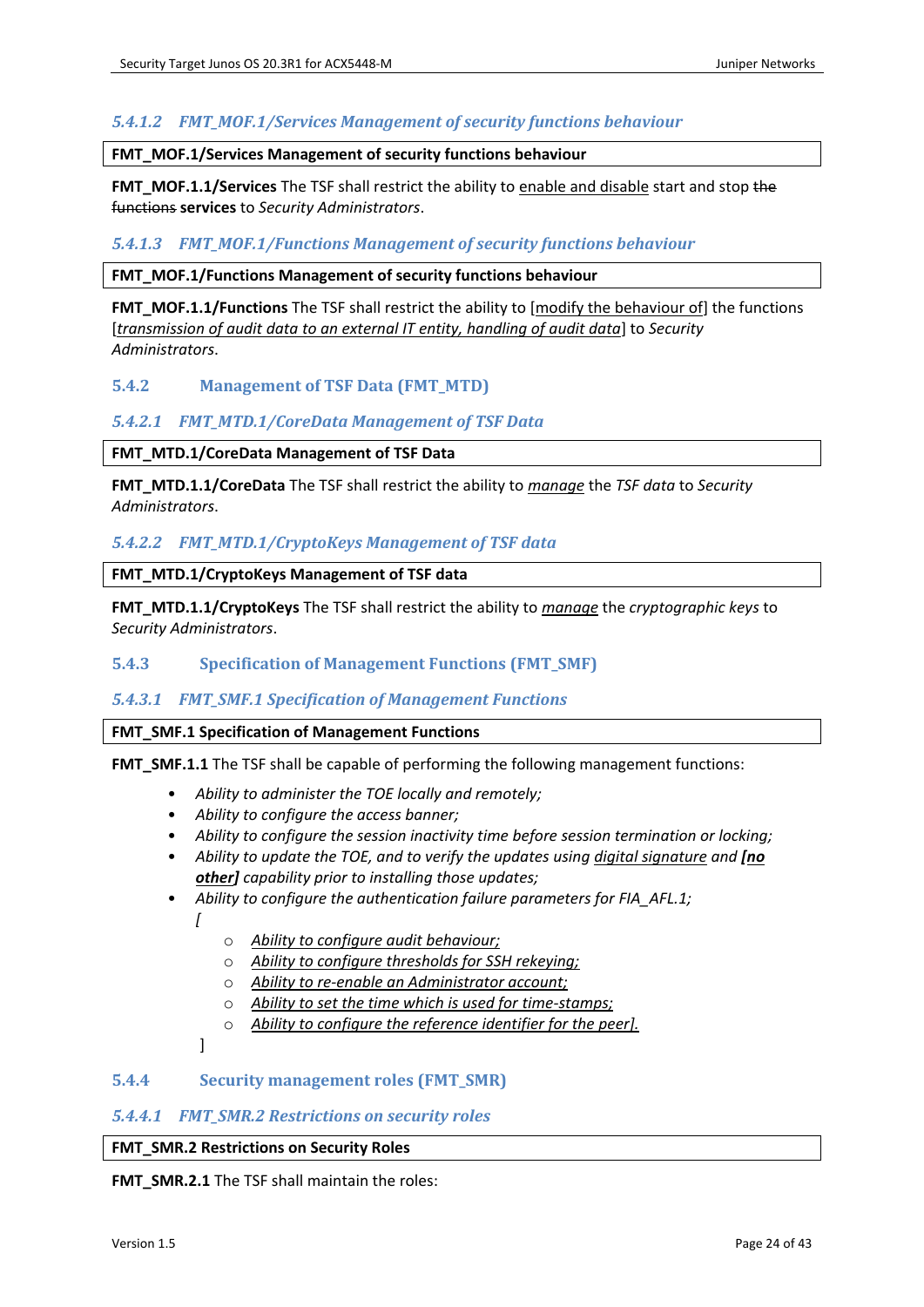#### 5.4.1.2 FMT_MOF.1/Services Management of security functions behaviour

**FMT_MOF.1/Services Management of security functions behaviour**

**FMT_MOF.1.1/Services** The TSF shall restrict the ability to <u>enable and disable</u> start and stop ~~the functions~~ **services** to *Security Administrators*.

#### 5.4.1.3 FMT_MOF.1/Functions Management of security functions behaviour

**FMT_MOF.1/Functions Management of security functions behaviour**

**FMT_MOF.1.1/Functions** The TSF shall restrict the ability to [<u>modify the behaviour of</u>] the functions [*<u>transmission of audit data to an external IT entity, handling of audit data</u>*] to *Security Administrators*.

### 5.4.2 Management of TSF Data (FMT_MTD)

#### 5.4.2.1 FMT_MTD.1/CoreData Management of TSF Data

**FMT_MTD.1/CoreData Management of TSF Data**

**FMT_MTD.1.1/CoreData** The TSF shall restrict the ability to *<u>manage</u>* the *TSF data* to *Security Administrators*.

#### 5.4.2.2 FMT_MTD.1/CryptoKeys Management of TSF data

**FMT_MTD.1/CryptoKeys Management of TSF data**

**FMT_MTD.1.1/CryptoKeys** The TSF shall restrict the ability to *<u>manage</u>* the *cryptographic keys* to *Security Administrators*.

### 5.4.3 Specification of Management Functions (FMT_SMF)

#### 5.4.3.1 FMT_SMF.1 Specification of Management Functions

**FMT_SMF.1 Specification of Management Functions**

**FMT_SMF.1.1** The TSF shall be capable of performing the following management functions:

- *Ability to administer the TOE locally and remotely;*
- *Ability to configure the access banner;*
- *Ability to configure the session inactivity time before session termination or locking;*
- *Ability to update the TOE, and to verify the updates using <u>digital signature</u> and **<u>[no other]</u>** capability prior to installing those updates;*
- *Ability to configure the authentication failure parameters for FIA_AFL.1;*

  *[*

  - *<u>Ability to configure audit behaviour;</u>*
  - *<u>Ability to configure thresholds for SSH rekeying;</u>*
  - *<u>Ability to re-enable an Administrator account;</u>*
  - *<u>Ability to set the time which is used for time-stamps;</u>*
  - *<u>Ability to configure the reference identifier for the peer].</u>*

  ]

### 5.4.4 Security management roles (FMT_SMR)

#### 5.4.4.1 FMT_SMR.2 Restrictions on security roles

**FMT_SMR.2 Restrictions on Security Roles**

**FMT_SMR.2.1** The TSF shall maintain the roles: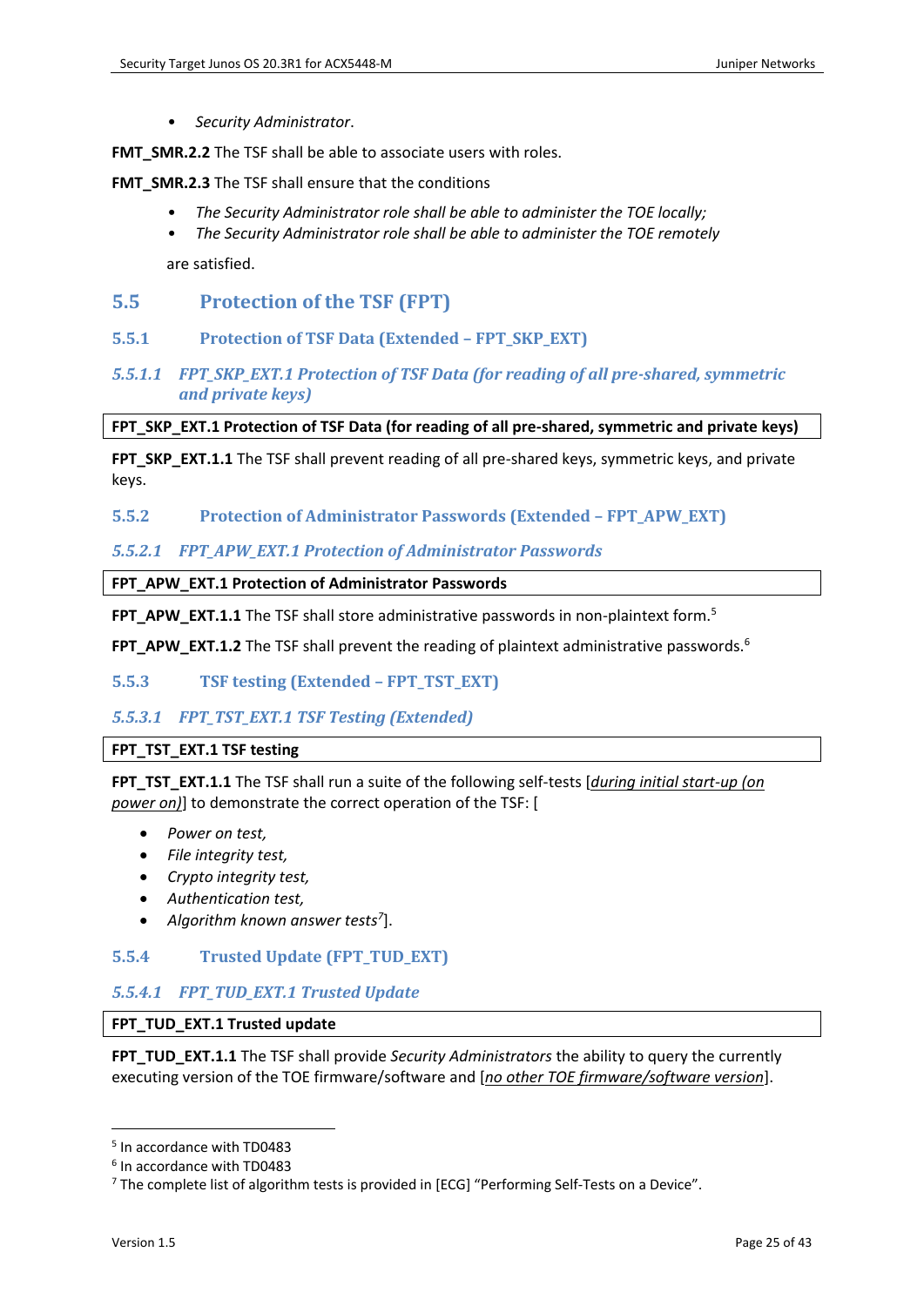- *Security Administrator*.

**FMT_SMR.2.2** The TSF shall be able to associate users with roles.

**FMT_SMR.2.3** The TSF shall ensure that the conditions

- *The Security Administrator role shall be able to administer the TOE locally;*
- *The Security Administrator role shall be able to administer the TOE remotely*

are satisfied.

## 5.5 Protection of the TSF (FPT)

### 5.5.1 Protection of TSF Data (Extended – FPT_SKP_EXT)

#### *5.5.1.1 FPT_SKP_EXT.1 Protection of TSF Data (for reading of all pre-shared, symmetric and private keys)*

**FPT_SKP_EXT.1 Protection of TSF Data (for reading of all pre-shared, symmetric and private keys)**

**FPT_SKP_EXT.1.1** The TSF shall prevent reading of all pre-shared keys, symmetric keys, and private keys.

### 5.5.2 Protection of Administrator Passwords (Extended – FPT_APW_EXT)

#### *5.5.2.1 FPT_APW_EXT.1 Protection of Administrator Passwords*

**FPT_APW_EXT.1 Protection of Administrator Passwords**

**FPT_APW_EXT.1.1** The TSF shall store administrative passwords in non-plaintext form.[5]

**FPT_APW_EXT.1.2** The TSF shall prevent the reading of plaintext administrative passwords.[6]

### 5.5.3 TSF testing (Extended – FPT_TST_EXT)

#### *5.5.3.1 FPT_TST_EXT.1 TSF Testing (Extended)*

**FPT_TST_EXT.1 TSF testing**

**FPT_TST_EXT.1.1** The TSF shall run a suite of the following self-tests [*during initial start-up (on power on)*] to demonstrate the correct operation of the TSF: [

- *Power on test,*
- *File integrity test,*
- *Crypto integrity test,*
- *Authentication test,*
- *Algorithm known answer tests*[7]].

### 5.5.4 Trusted Update (FPT_TUD_EXT)

#### *5.5.4.1 FPT_TUD_EXT.1 Trusted Update*

**FPT_TUD_EXT.1 Trusted update**

**FPT_TUD_EXT.1.1** The TSF shall provide *Security Administrators* the ability to query the currently executing version of the TOE firmware/software and [*no other TOE firmware/software version*].

---

[5] In accordance with TD0483

[6] In accordance with TD0483

[7] The complete list of algorithm tests is provided in [ECG] "Performing Self-Tests on a Device".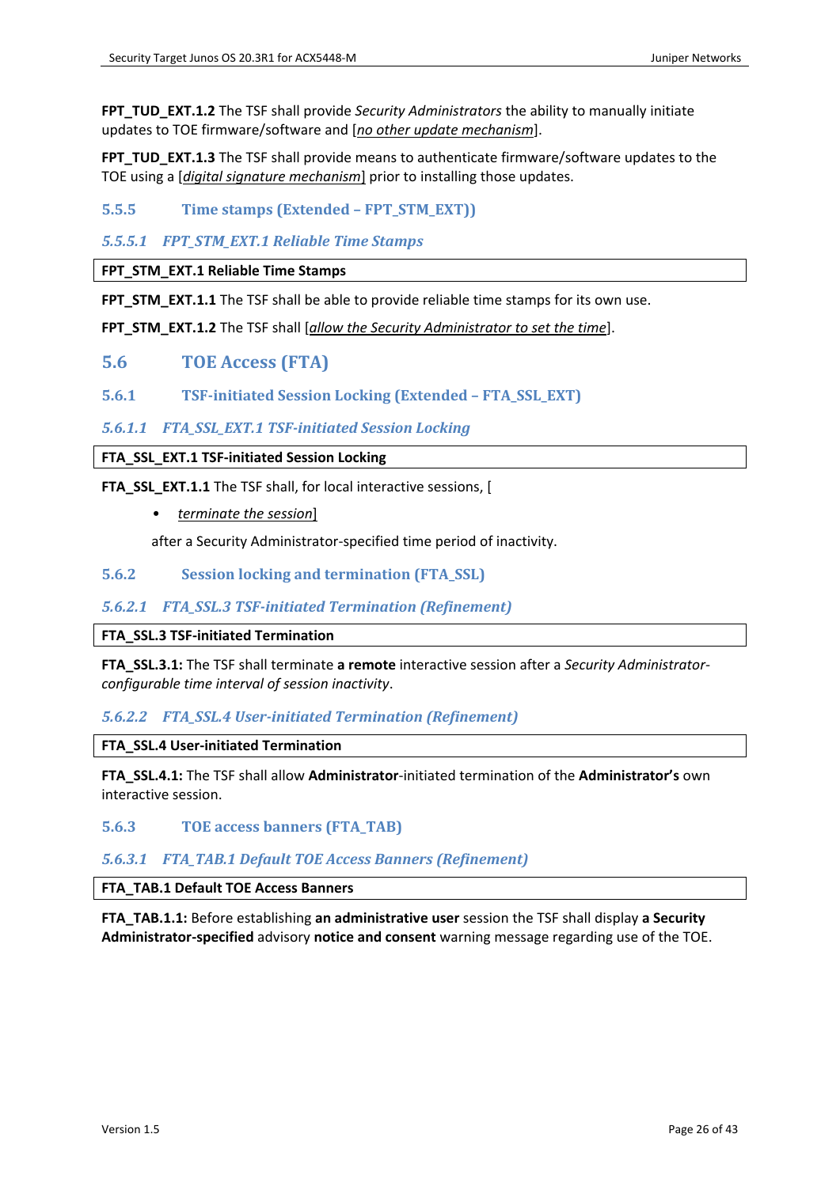**FPT_TUD_EXT.1.2** The TSF shall provide *Security Administrators* the ability to manually initiate updates to TOE firmware/software and [*no other update mechanism*].

**FPT_TUD_EXT.1.3** The TSF shall provide means to authenticate firmware/software updates to the TOE using a [*digital signature mechanism*] prior to installing those updates.

### 5.5.5 Time stamps (Extended – FPT_STM_EXT))

#### *5.5.5.1 FPT_STM_EXT.1 Reliable Time Stamps*

| **FPT_STM_EXT.1 Reliable Time Stamps** |
|---|

**FPT_STM_EXT.1.1** The TSF shall be able to provide reliable time stamps for its own use.

**FPT_STM_EXT.1.2** The TSF shall [*allow the Security Administrator to set the time*].

## 5.6 TOE Access (FTA)

### 5.6.1 TSF-initiated Session Locking (Extended – FTA_SSL_EXT)

#### *5.6.1.1 FTA_SSL_EXT.1 TSF-initiated Session Locking*

| **FTA_SSL_EXT.1 TSF-initiated Session Locking** |
|---|

**FTA_SSL_EXT.1.1** The TSF shall, for local interactive sessions, [

- *terminate the session*]

after a Security Administrator-specified time period of inactivity.

### 5.6.2 Session locking and termination (FTA_SSL)

#### *5.6.2.1 FTA_SSL.3 TSF-initiated Termination (Refinement)*

| **FTA_SSL.3 TSF-initiated Termination** |
|---|

**FTA_SSL.3.1:** The TSF shall terminate **a remote** interactive session after a *Security Administrator-configurable time interval of session inactivity*.

#### *5.6.2.2 FTA_SSL.4 User-initiated Termination (Refinement)*

| **FTA_SSL.4 User-initiated Termination** |
|---|

**FTA_SSL.4.1:** The TSF shall allow **Administrator**-initiated termination of the **Administrator's** own interactive session.

### 5.6.3 TOE access banners (FTA_TAB)

#### *5.6.3.1 FTA_TAB.1 Default TOE Access Banners (Refinement)*

| **FTA_TAB.1 Default TOE Access Banners** |
|---|

**FTA_TAB.1.1:** Before establishing **an administrative user** session the TSF shall display **a Security Administrator-specified** advisory **notice and consent** warning message regarding use of the TOE.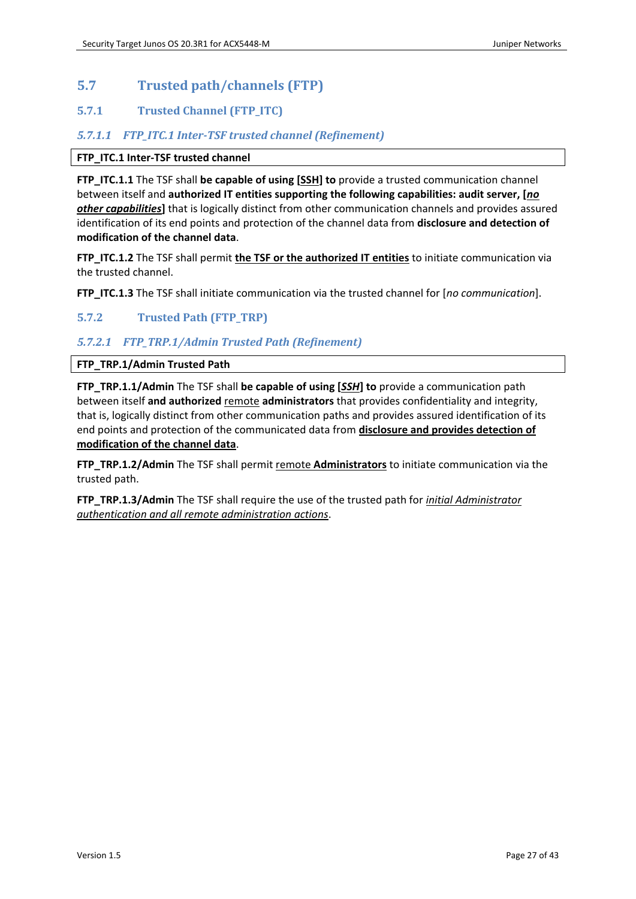## 5.7 Trusted path/channels (FTP)

### 5.7.1 Trusted Channel (FTP_ITC)

#### *5.7.1.1 FTP_ITC.1 Inter-TSF trusted channel (Refinement)*

| FTP_ITC.1 Inter-TSF trusted channel |
|---|

**FTP_ITC.1.1** The TSF shall **be capable of using [SSH] to** provide a trusted communication channel between itself and **authorized IT entities supporting the following capabilities: audit server, [*no other capabilities*]** that is logically distinct from other communication channels and provides assured identification of its end points and protection of the channel data from **disclosure and detection of modification of the channel data**.

**FTP_ITC.1.2** The TSF shall permit **the TSF or the authorized IT entities** to initiate communication via the trusted channel.

**FTP_ITC.1.3** The TSF shall initiate communication via the trusted channel for [*no communication*].

### 5.7.2 Trusted Path (FTP_TRP)

#### *5.7.2.1 FTP_TRP.1/Admin Trusted Path (Refinement)*

| FTP_TRP.1/Admin Trusted Path |
|---|

**FTP_TRP.1.1/Admin** The TSF shall **be capable of using [*SSH*] to** provide a communication path between itself **and authorized** remote **administrators** that provides confidentiality and integrity, that is, logically distinct from other communication paths and provides assured identification of its end points and protection of the communicated data from **disclosure and provides detection of modification of the channel data**.

**FTP_TRP.1.2/Admin** The TSF shall permit remote **Administrators** to initiate communication via the trusted path.

**FTP_TRP.1.3/Admin** The TSF shall require the use of the trusted path for *initial Administrator authentication and all remote administration actions*.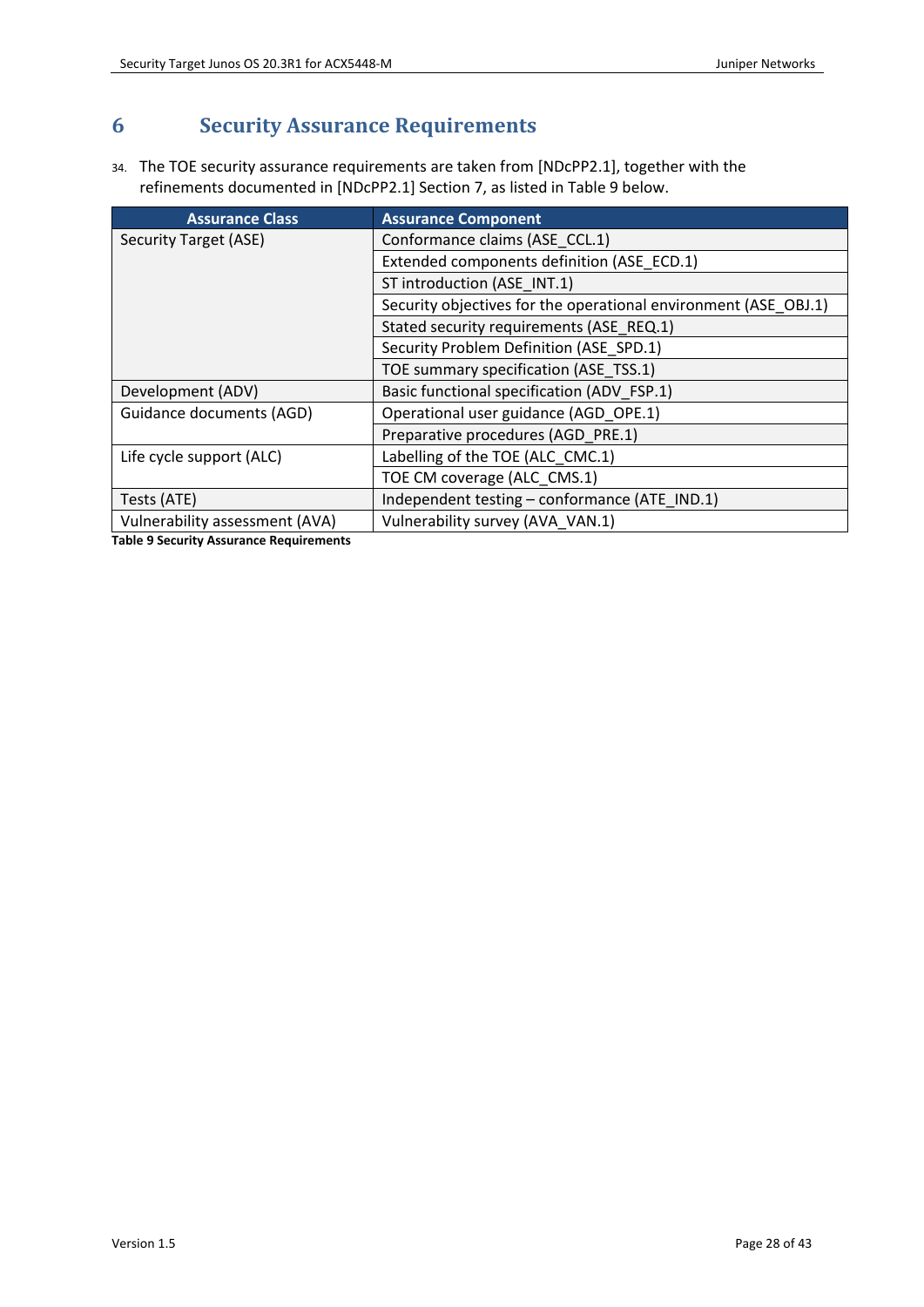# 6 Security Assurance Requirements

34. The TOE security assurance requirements are taken from [NDcPP2.1], together with the refinements documented in [NDcPP2.1] Section 7, as listed in Table 9 below.

| Assurance Class | Assurance Component |
|---|---|
| Security Target (ASE) | Conformance claims (ASE_CCL.1) |
| | Extended components definition (ASE_ECD.1) |
| | ST introduction (ASE_INT.1) |
| | Security objectives for the operational environment (ASE_OBJ.1) |
| | Stated security requirements (ASE_REQ.1) |
| | Security Problem Definition (ASE_SPD.1) |
| | TOE summary specification (ASE_TSS.1) |
| Development (ADV) | Basic functional specification (ADV_FSP.1) |
| Guidance documents (AGD) | Operational user guidance (AGD_OPE.1) |
| | Preparative procedures (AGD_PRE.1) |
| Life cycle support (ALC) | Labelling of the TOE (ALC_CMC.1) |
| | TOE CM coverage (ALC_CMS.1) |
| Tests (ATE) | Independent testing – conformance (ATE_IND.1) |
| Vulnerability assessment (AVA) | Vulnerability survey (AVA_VAN.1) |

**Table 9 Security Assurance Requirements**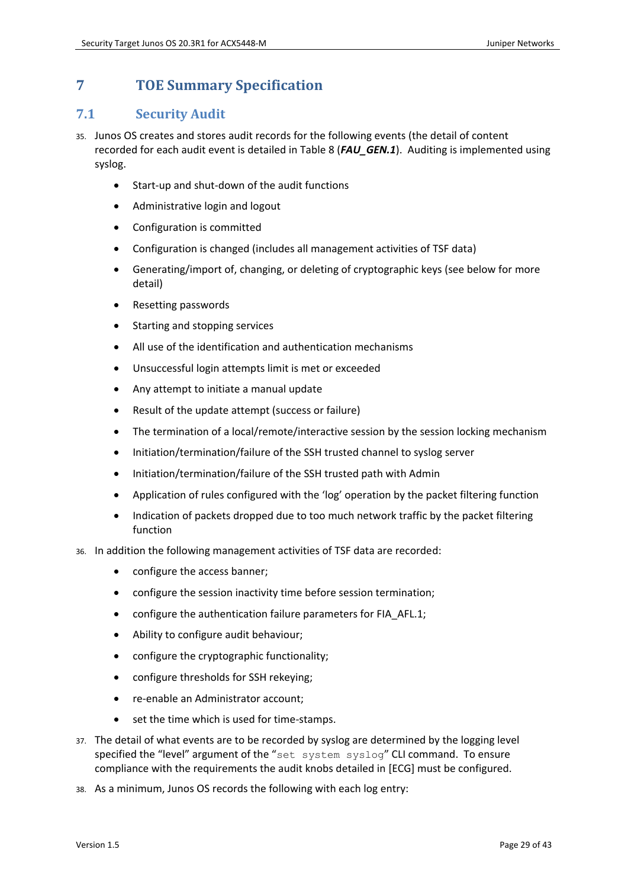# 7 TOE Summary Specification

## 7.1 Security Audit

35. Junos OS creates and stores audit records for the following events (the detail of content recorded for each audit event is detailed in Table 8 (***FAU_GEN.1***). Auditing is implemented using syslog.

    - Start-up and shut-down of the audit functions
    - Administrative login and logout
    - Configuration is committed
    - Configuration is changed (includes all management activities of TSF data)
    - Generating/import of, changing, or deleting of cryptographic keys (see below for more detail)
    - Resetting passwords
    - Starting and stopping services
    - All use of the identification and authentication mechanisms
    - Unsuccessful login attempts limit is met or exceeded
    - Any attempt to initiate a manual update
    - Result of the update attempt (success or failure)
    - The termination of a local/remote/interactive session by the session locking mechanism
    - Initiation/termination/failure of the SSH trusted channel to syslog server
    - Initiation/termination/failure of the SSH trusted path with Admin
    - Application of rules configured with the 'log' operation by the packet filtering function
    - Indication of packets dropped due to too much network traffic by the packet filtering function

36. In addition the following management activities of TSF data are recorded:

    - configure the access banner;
    - configure the session inactivity time before session termination;
    - configure the authentication failure parameters for FIA_AFL.1;
    - Ability to configure audit behaviour;
    - configure the cryptographic functionality;
    - configure thresholds for SSH rekeying;
    - re-enable an Administrator account;
    - set the time which is used for time-stamps.

37. The detail of what events are to be recorded by syslog are determined by the logging level specified the "level" argument of the "`set system syslog`" CLI command. To ensure compliance with the requirements the audit knobs detailed in [ECG] must be configured.

38. As a minimum, Junos OS records the following with each log entry: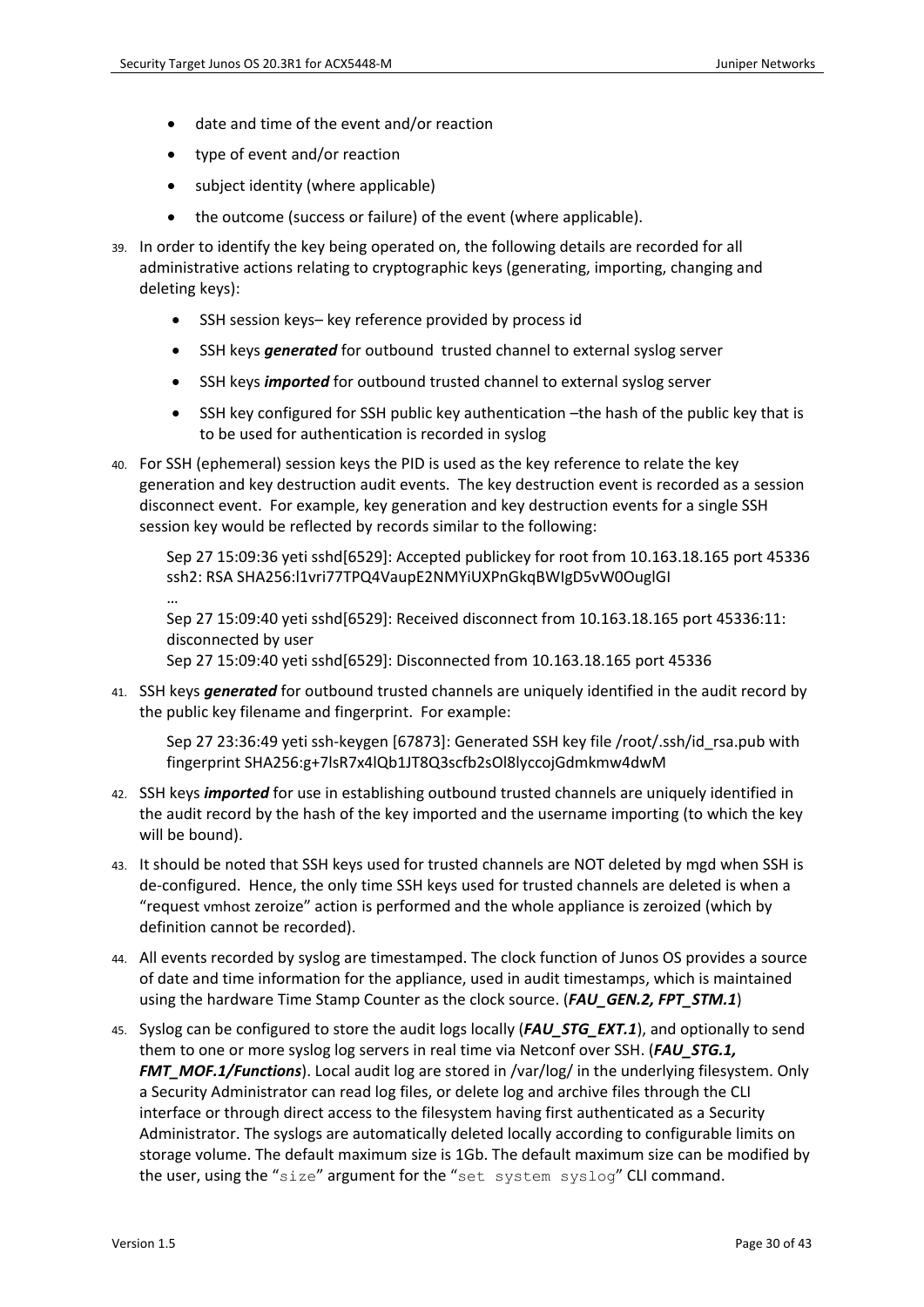- date and time of the event and/or reaction
- type of event and/or reaction
- subject identity (where applicable)
- the outcome (success or failure) of the event (where applicable).

39. In order to identify the key being operated on, the following details are recorded for all administrative actions relating to cryptographic keys (generating, importing, changing and deleting keys):

    - SSH session keys– key reference provided by process id
    - SSH keys ***generated*** for outbound trusted channel to external syslog server
    - SSH keys ***imported*** for outbound trusted channel to external syslog server
    - SSH key configured for SSH public key authentication –the hash of the public key that is to be used for authentication is recorded in syslog

40. For SSH (ephemeral) session keys the PID is used as the key reference to relate the key generation and key destruction audit events. The key destruction event is recorded as a session disconnect event. For example, key generation and key destruction events for a single SSH session key would be reflected by records similar to the following:

    Sep 27 15:09:36 yeti sshd[6529]: Accepted publickey for root from 10.163.18.165 port 45336 ssh2: RSA SHA256:l1vri77TPQ4VaupE2NMYiUXPnGkqBWIgD5vW0OuglGI
    …
    Sep 27 15:09:40 yeti sshd[6529]: Received disconnect from 10.163.18.165 port 45336:11: disconnected by user
    Sep 27 15:09:40 yeti sshd[6529]: Disconnected from 10.163.18.165 port 45336

41. SSH keys ***generated*** for outbound trusted channels are uniquely identified in the audit record by the public key filename and fingerprint. For example:

    Sep 27 23:36:49 yeti ssh-keygen [67873]: Generated SSH key file /root/.ssh/id_rsa.pub with fingerprint SHA256:g+7lsR7x4lQb1JT8Q3scfb2sOl8lyccojGdmkmw4dwM

42. SSH keys ***imported*** for use in establishing outbound trusted channels are uniquely identified in the audit record by the hash of the key imported and the username importing (to which the key will be bound).

43. It should be noted that SSH keys used for trusted channels are NOT deleted by mgd when SSH is de-configured. Hence, the only time SSH keys used for trusted channels are deleted is when a "request vmhost zeroize" action is performed and the whole appliance is zeroized (which by definition cannot be recorded).

44. All events recorded by syslog are timestamped. The clock function of Junos OS provides a source of date and time information for the appliance, used in audit timestamps, which is maintained using the hardware Time Stamp Counter as the clock source. (***FAU_GEN.2, FPT_STM.1***)

45. Syslog can be configured to store the audit logs locally (***FAU_STG_EXT.1***), and optionally to send them to one or more syslog log servers in real time via Netconf over SSH. (***FAU_STG.1, FMT_MOF.1/Functions***). Local audit log are stored in /var/log/ in the underlying filesystem. Only a Security Administrator can read log files, or delete log and archive files through the CLI interface or through direct access to the filesystem having first authenticated as a Security Administrator. The syslogs are automatically deleted locally according to configurable limits on storage volume. The default maximum size is 1Gb. The default maximum size can be modified by the user, using the "`size`" argument for the "`set system syslog`" CLI command.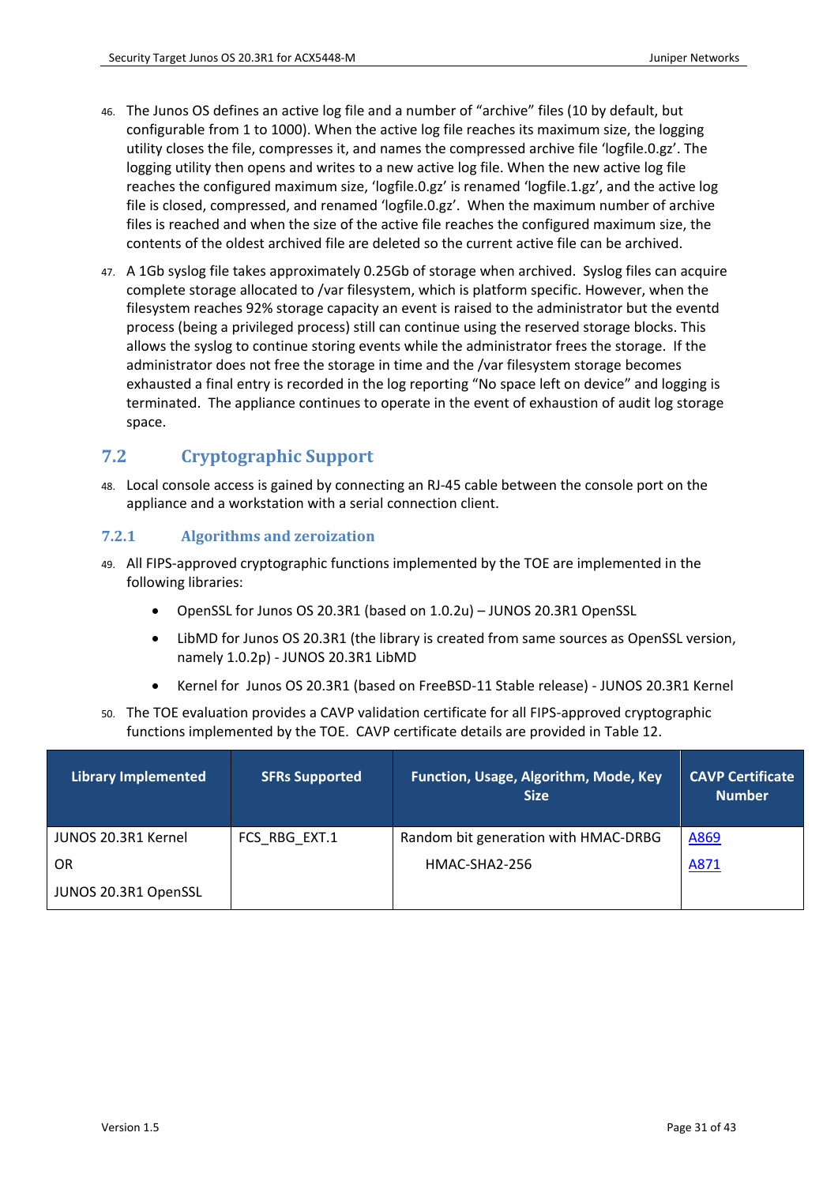46. The Junos OS defines an active log file and a number of "archive" files (10 by default, but configurable from 1 to 1000). When the active log file reaches its maximum size, the logging utility closes the file, compresses it, and names the compressed archive file 'logfile.0.gz'. The logging utility then opens and writes to a new active log file. When the new active log file reaches the configured maximum size, 'logfile.0.gz' is renamed 'logfile.1.gz', and the active log file is closed, compressed, and renamed 'logfile.0.gz'. When the maximum number of archive files is reached and when the size of the active file reaches the configured maximum size, the contents of the oldest archived file are deleted so the current active file can be archived.

47. A 1Gb syslog file takes approximately 0.25Gb of storage when archived. Syslog files can acquire complete storage allocated to /var filesystem, which is platform specific. However, when the filesystem reaches 92% storage capacity an event is raised to the administrator but the eventd process (being a privileged process) still can continue using the reserved storage blocks. This allows the syslog to continue storing events while the administrator frees the storage. If the administrator does not free the storage in time and the /var filesystem storage becomes exhausted a final entry is recorded in the log reporting "No space left on device" and logging is terminated. The appliance continues to operate in the event of exhaustion of audit log storage space.

## 7.2 Cryptographic Support

48. Local console access is gained by connecting an RJ-45 cable between the console port on the appliance and a workstation with a serial connection client.

### 7.2.1 Algorithms and zeroization

49. All FIPS-approved cryptographic functions implemented by the TOE are implemented in the following libraries:

- OpenSSL for Junos OS 20.3R1 (based on 1.0.2u) – JUNOS 20.3R1 OpenSSL
- LibMD for Junos OS 20.3R1 (the library is created from same sources as OpenSSL version, namely 1.0.2p) - JUNOS 20.3R1 LibMD
- Kernel for Junos OS 20.3R1 (based on FreeBSD-11 Stable release) - JUNOS 20.3R1 Kernel

50. The TOE evaluation provides a CAVP validation certificate for all FIPS-approved cryptographic functions implemented by the TOE. CAVP certificate details are provided in Table 12.

| Library Implemented | SFRs Supported | Function, Usage, Algorithm, Mode, Key Size | CAVP Certificate Number |
|---|---|---|---|
| JUNOS 20.3R1 Kernel<br>OR<br>JUNOS 20.3R1 OpenSSL | FCS_RBG_EXT.1 | Random bit generation with HMAC-DRBG<br>HMAC-SHA2-256 | A869<br>A871 |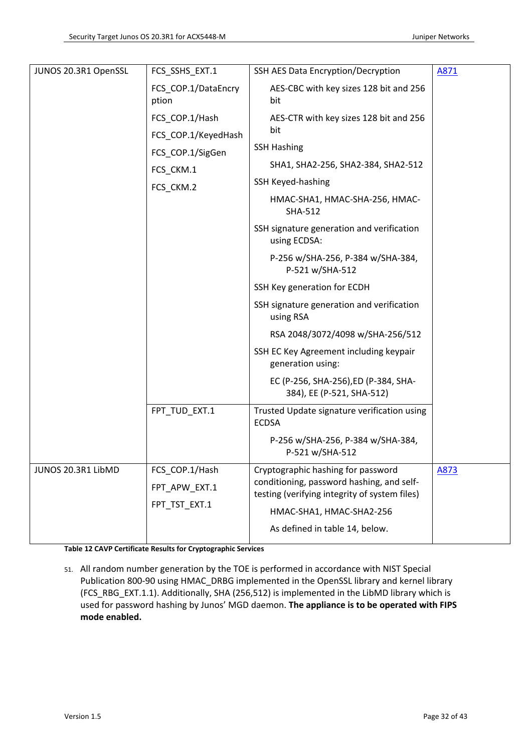| | | | |
|---|---|---|---|
| JUNOS 20.3R1 OpenSSL | FCS_SSHS_EXT.1<br>FCS_COP.1/DataEncryption<br>FCS_COP.1/Hash<br>FCS_COP.1/KeyedHash<br>FCS_COP.1/SigGen<br>FCS_CKM.1<br>FCS_CKM.2 | SSH AES Data Encryption/Decryption<br>AES-CBC with key sizes 128 bit and 256 bit<br>AES-CTR with key sizes 128 bit and 256 bit<br>SSH Hashing<br>SHA1, SHA2-256, SHA2-384, SHA2-512<br>SSH Keyed-hashing<br>HMAC-SHA1, HMAC-SHA-256, HMAC-SHA-512<br>SSH signature generation and verification using ECDSA:<br>P-256 w/SHA-256, P-384 w/SHA-384, P-521 w/SHA-512<br>SSH Key generation for ECDH<br>SSH signature generation and verification using RSA<br>RSA 2048/3072/4098 w/SHA-256/512<br>SSH EC Key Agreement including keypair generation using:<br>EC (P-256, SHA-256),ED (P-384, SHA-384), EE (P-521, SHA-512) | A871 |
| | FPT_TUD_EXT.1 | Trusted Update signature verification using ECDSA<br>P-256 w/SHA-256, P-384 w/SHA-384, P-521 w/SHA-512 | |
| JUNOS 20.3R1 LibMD | FCS_COP.1/Hash<br>FPT_APW_EXT.1<br>FPT_TST_EXT.1 | Cryptographic hashing for password conditioning, password hashing, and self-testing (verifying integrity of system files)<br>HMAC-SHA1, HMAC-SHA2-256<br>As defined in table 14, below. | A873 |

**Table 12 CAVP Certificate Results for Cryptographic Services**

51. All random number generation by the TOE is performed in accordance with NIST Special Publication 800-90 using HMAC_DRBG implemented in the OpenSSL library and kernel library (FCS_RBG_EXT.1.1). Additionally, SHA (256,512) is implemented in the LibMD library which is used for password hashing by Junos' MGD daemon. **The appliance is to be operated with FIPS mode enabled.**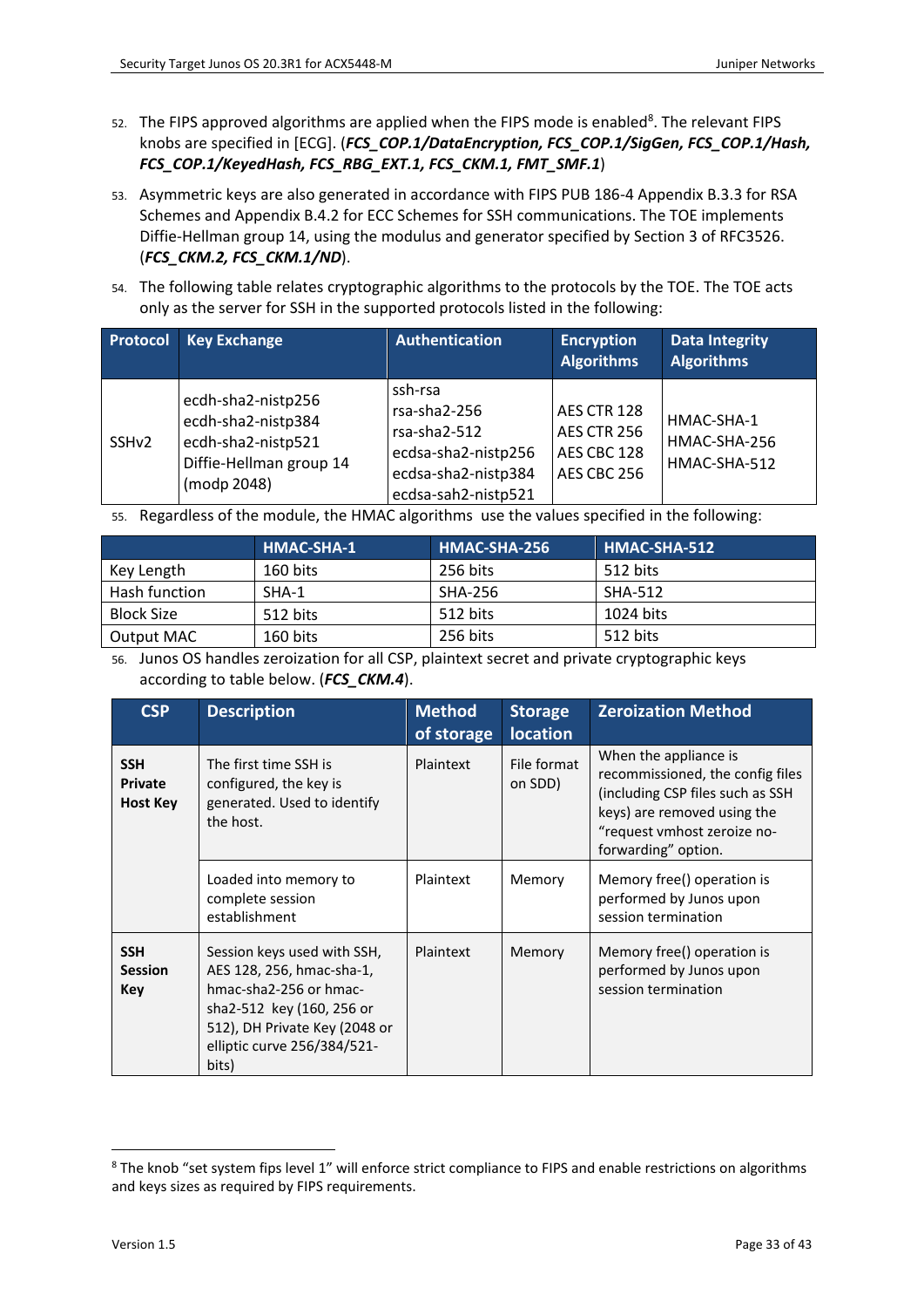52. The FIPS approved algorithms are applied when the FIPS mode is enabled[8]. The relevant FIPS knobs are specified in [ECG]. (***FCS_COP.1/DataEncryption, FCS_COP.1/SigGen, FCS_COP.1/Hash, FCS_COP.1/KeyedHash, FCS_RBG_EXT.1, FCS_CKM.1, FMT_SMF.1***)

53. Asymmetric keys are also generated in accordance with FIPS PUB 186-4 Appendix B.3.3 for RSA Schemes and Appendix B.4.2 for ECC Schemes for SSH communications. The TOE implements Diffie-Hellman group 14, using the modulus and generator specified by Section 3 of RFC3526. (***FCS_CKM.2, FCS_CKM.1/ND***).

54. The following table relates cryptographic algorithms to the protocols by the TOE. The TOE acts only as the server for SSH in the supported protocols listed in the following:

| Protocol | Key Exchange | Authentication | Encryption Algorithms | Data Integrity Algorithms |
|---|---|---|---|---|
| SSHv2 | ecdh-sha2-nistp256<br>ecdh-sha2-nistp384<br>ecdh-sha2-nistp521<br>Diffie-Hellman group 14 (modp 2048) | ssh-rsa<br>rsa-sha2-256<br>rsa-sha2-512<br>ecdsa-sha2-nistp256<br>ecdsa-sha2-nistp384<br>ecdsa-sah2-nistp521 | AES CTR 128<br>AES CTR 256<br>AES CBC 128<br>AES CBC 256 | HMAC-SHA-1<br>HMAC-SHA-256<br>HMAC-SHA-512 |

55. Regardless of the module, the HMAC algorithms use the values specified in the following:

| | HMAC-SHA-1 | HMAC-SHA-256 | HMAC-SHA-512 |
|---|---|---|---|
| Key Length | 160 bits | 256 bits | 512 bits |
| Hash function | SHA-1 | SHA-256 | SHA-512 |
| Block Size | 512 bits | 512 bits | 1024 bits |
| Output MAC | 160 bits | 256 bits | 512 bits |

56. Junos OS handles zeroization for all CSP, plaintext secret and private cryptographic keys according to table below. (***FCS_CKM.4***).

| CSP | Description | Method of storage | Storage location | Zeroization Method |
|---|---|---|---|---|
| **SSH Private Host Key** | The first time SSH is configured, the key is generated. Used to identify the host. | Plaintext | File format on SDD) | When the appliance is recommissioned, the config files (including CSP files such as SSH keys) are removed using the "request vmhost zeroize no-forwarding" option. |
| | Loaded into memory to complete session establishment | Plaintext | Memory | Memory free() operation is performed by Junos upon session termination |
| **SSH Session Key** | Session keys used with SSH, AES 128, 256, hmac-sha-1, hmac-sha2-256 or hmac-sha2-512 key (160, 256 or 512), DH Private Key (2048 or elliptic curve 256/384/521-bits) | Plaintext | Memory | Memory free() operation is performed by Junos upon session termination |

[8] The knob "set system fips level 1" will enforce strict compliance to FIPS and enable restrictions on algorithms and keys sizes as required by FIPS requirements.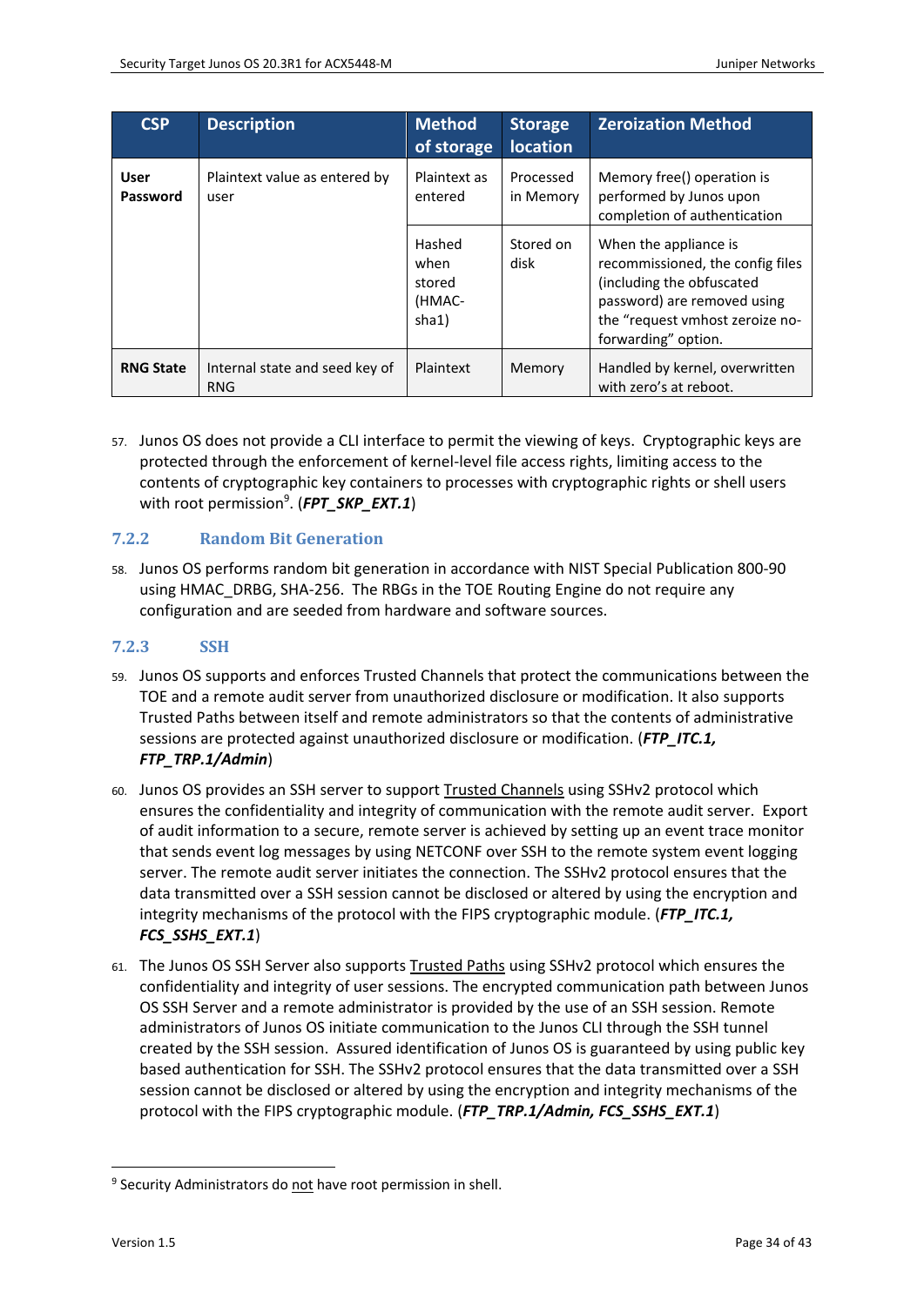| CSP | Description | Method of storage | Storage location | Zeroization Method |
|---|---|---|---|---|
| **User Password** | Plaintext value as entered by user | Plaintext as entered | Processed in Memory | Memory free() operation is performed by Junos upon completion of authentication |
| | | Hashed when stored (HMAC-sha1) | Stored on disk | When the appliance is recommissioned, the config files (including the obfuscated password) are removed using the "request vmhost zeroize no-forwarding" option. |
| **RNG State** | Internal state and seed key of RNG | Plaintext | Memory | Handled by kernel, overwritten with zero's at reboot. |

57. Junos OS does not provide a CLI interface to permit the viewing of keys. Cryptographic keys are protected through the enforcement of kernel-level file access rights, limiting access to the contents of cryptographic key containers to processes with cryptographic rights or shell users with root permission[9]. (***FPT_SKP_EXT.1***)

### 7.2.2 Random Bit Generation

58. Junos OS performs random bit generation in accordance with NIST Special Publication 800-90 using HMAC_DRBG, SHA-256. The RBGs in the TOE Routing Engine do not require any configuration and are seeded from hardware and software sources.

### 7.2.3 SSH

59. Junos OS supports and enforces Trusted Channels that protect the communications between the TOE and a remote audit server from unauthorized disclosure or modification. It also supports Trusted Paths between itself and remote administrators so that the contents of administrative sessions are protected against unauthorized disclosure or modification. (***FTP_ITC.1, FTP_TRP.1/Admin***)

60. Junos OS provides an SSH server to support Trusted Channels using SSHv2 protocol which ensures the confidentiality and integrity of communication with the remote audit server. Export of audit information to a secure, remote server is achieved by setting up an event trace monitor that sends event log messages by using NETCONF over SSH to the remote system event logging server. The remote audit server initiates the connection. The SSHv2 protocol ensures that the data transmitted over a SSH session cannot be disclosed or altered by using the encryption and integrity mechanisms of the protocol with the FIPS cryptographic module. (***FTP_ITC.1, FCS_SSHS_EXT.1***)

61. The Junos OS SSH Server also supports Trusted Paths using SSHv2 protocol which ensures the confidentiality and integrity of user sessions. The encrypted communication path between Junos OS SSH Server and a remote administrator is provided by the use of an SSH session. Remote administrators of Junos OS initiate communication to the Junos CLI through the SSH tunnel created by the SSH session. Assured identification of Junos OS is guaranteed by using public key based authentication for SSH. The SSHv2 protocol ensures that the data transmitted over a SSH session cannot be disclosed or altered by using the encryption and integrity mechanisms of the protocol with the FIPS cryptographic module. (***FTP_TRP.1/Admin, FCS_SSHS_EXT.1***)

[9] Security Administrators do not have root permission in shell.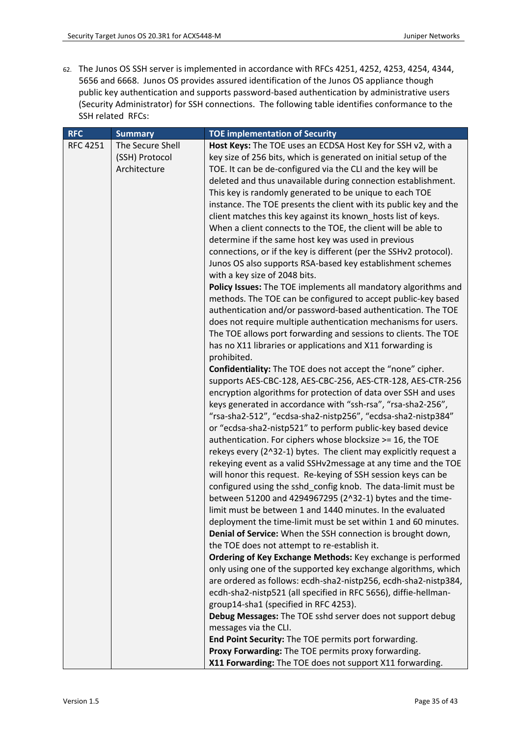62. The Junos OS SSH server is implemented in accordance with RFCs 4251, 4252, 4253, 4254, 4344, 5656 and 6668. Junos OS provides assured identification of the Junos OS appliance though public key authentication and supports password-based authentication by administrative users (Security Administrator) for SSH connections. The following table identifies conformance to the SSH related RFCs:

| RFC | Summary | TOE implementation of Security |
|---|---|---|
| RFC 4251 | The Secure Shell (SSH) Protocol Architecture | **Host Keys:** The TOE uses an ECDSA Host Key for SSH v2, with a key size of 256 bits, which is generated on initial setup of the TOE. It can be de-configured via the CLI and the key will be deleted and thus unavailable during connection establishment. This key is randomly generated to be unique to each TOE instance. The TOE presents the client with its public key and the client matches this key against its known_hosts list of keys. When a client connects to the TOE, the client will be able to determine if the same host key was used in previous connections, or if the key is different (per the SSHv2 protocol). Junos OS also supports RSA-based key establishment schemes with a key size of 2048 bits.<br>**Policy Issues:** The TOE implements all mandatory algorithms and methods. The TOE can be configured to accept public-key based authentication and/or password-based authentication. The TOE does not require multiple authentication mechanisms for users. The TOE allows port forwarding and sessions to clients. The TOE has no X11 libraries or applications and X11 forwarding is prohibited.<br>**Confidentiality:** The TOE does not accept the "none" cipher. supports AES-CBC-128, AES-CBC-256, AES-CTR-128, AES-CTR-256 encryption algorithms for protection of data over SSH and uses keys generated in accordance with "ssh-rsa", "rsa-sha2-256", "rsa-sha2-512", "ecdsa-sha2-nistp256", "ecdsa-sha2-nistp384" or "ecdsa-sha2-nistp521" to perform public-key based device authentication. For ciphers whose blocksize >= 16, the TOE rekeys every (2^32-1) bytes. The client may explicitly request a rekeying event as a valid SSHv2message at any time and the TOE will honor this request. Re-keying of SSH session keys can be configured using the sshd_config knob. The data-limit must be between 51200 and 4294967295 (2^32-1) bytes and the time-limit must be between 1 and 1440 minutes. In the evaluated deployment the time-limit must be set within 1 and 60 minutes.<br>**Denial of Service:** When the SSH connection is brought down, the TOE does not attempt to re-establish it.<br>**Ordering of Key Exchange Methods:** Key exchange is performed only using one of the supported key exchange algorithms, which are ordered as follows: ecdh-sha2-nistp256, ecdh-sha2-nistp384, ecdh-sha2-nistp521 (all specified in RFC 5656), diffie-hellman-group14-sha1 (specified in RFC 4253).<br>**Debug Messages:** The TOE sshd server does not support debug messages via the CLI.<br>**End Point Security:** The TOE permits port forwarding.<br>**Proxy Forwarding:** The TOE permits proxy forwarding.<br>**X11 Forwarding:** The TOE does not support X11 forwarding. |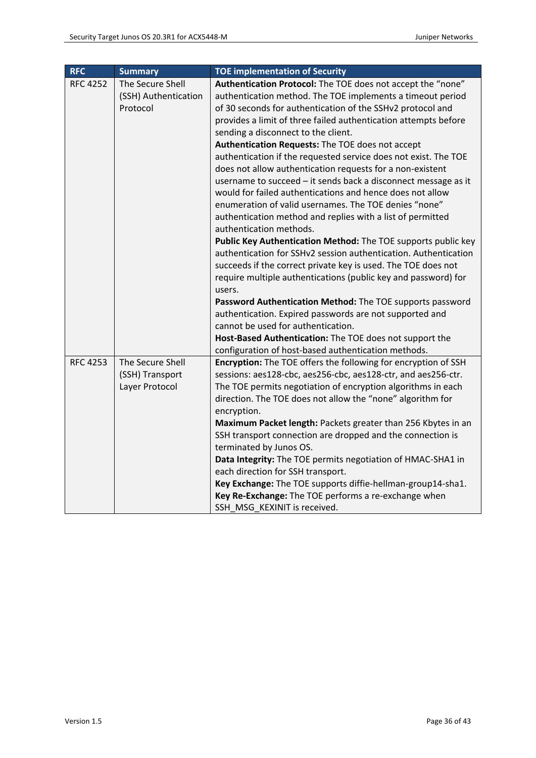| RFC | Summary | TOE implementation of Security |
|---|---|---|
| RFC 4252 | The Secure Shell (SSH) Authentication Protocol | **Authentication Protocol:** The TOE does not accept the "none" authentication method. The TOE implements a timeout period of 30 seconds for authentication of the SSHv2 protocol and provides a limit of three failed authentication attempts before sending a disconnect to the client. **Authentication Requests:** The TOE does not accept authentication if the requested service does not exist. The TOE does not allow authentication requests for a non-existent username to succeed – it sends back a disconnect message as it would for failed authentications and hence does not allow enumeration of valid usernames. The TOE denies "none" authentication method and replies with a list of permitted authentication methods. **Public Key Authentication Method:** The TOE supports public key authentication for SSHv2 session authentication. Authentication succeeds if the correct private key is used. The TOE does not require multiple authentications (public key and password) for users. **Password Authentication Method:** The TOE supports password authentication. Expired passwords are not supported and cannot be used for authentication. **Host-Based Authentication:** The TOE does not support the configuration of host-based authentication methods. |
| RFC 4253 | The Secure Shell (SSH) Transport Layer Protocol | **Encryption:** The TOE offers the following for encryption of SSH sessions: aes128-cbc, aes256-cbc, aes128-ctr, and aes256-ctr. The TOE permits negotiation of encryption algorithms in each direction. The TOE does not allow the "none" algorithm for encryption. **Maximum Packet length:** Packets greater than 256 Kbytes in an SSH transport connection are dropped and the connection is terminated by Junos OS. **Data Integrity:** The TOE permits negotiation of HMAC-SHA1 in each direction for SSH transport. **Key Exchange:** The TOE supports diffie-hellman-group14-sha1. **Key Re-Exchange:** The TOE performs a re-exchange when SSH_MSG_KEXINIT is received. |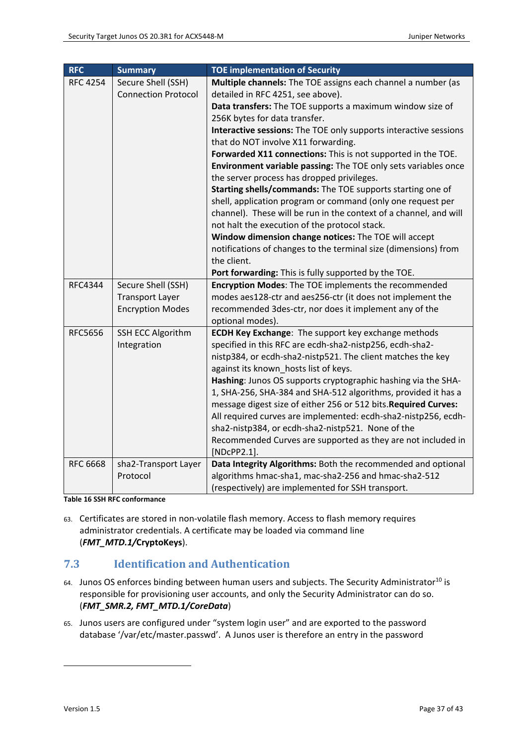| RFC | Summary | TOE implementation of Security |
|---|---|---|
| RFC 4254 | Secure Shell (SSH) Connection Protocol | **Multiple channels:** The TOE assigns each channel a number (as detailed in RFC 4251, see above).<br>**Data transfers:** The TOE supports a maximum window size of 256K bytes for data transfer.<br>**Interactive sessions:** The TOE only supports interactive sessions that do NOT involve X11 forwarding.<br>**Forwarded X11 connections:** This is not supported in the TOE.<br>**Environment variable passing:** The TOE only sets variables once the server process has dropped privileges.<br>**Starting shells/commands:** The TOE supports starting one of shell, application program or command (only one request per channel). These will be run in the context of a channel, and will not halt the execution of the protocol stack.<br>**Window dimension change notices:** The TOE will accept notifications of changes to the terminal size (dimensions) from the client.<br>**Port forwarding:** This is fully supported by the TOE. |
| RFC4344 | Secure Shell (SSH) Transport Layer Encryption Modes | **Encryption Modes**: The TOE implements the recommended modes aes128-ctr and aes256-ctr (it does not implement the recommended 3des-ctr, nor does it implement any of the optional modes). |
| RFC5656 | SSH ECC Algorithm Integration | **ECDH Key Exchange**: The support key exchange methods specified in this RFC are ecdh-sha2-nistp256, ecdh-sha2-nistp384, or ecdh-sha2-nistp521. The client matches the key against its known_hosts list of keys.<br>**Hashing**: Junos OS supports cryptographic hashing via the SHA-1, SHA-256, SHA-384 and SHA-512 algorithms, provided it has a message digest size of either 256 or 512 bits.**Required Curves:** All required curves are implemented: ecdh-sha2-nistp256, ecdh-sha2-nistp384, or ecdh-sha2-nistp521. None of the Recommended Curves are supported as they are not included in [NDcPP2.1]. |
| RFC 6668 | sha2-Transport Layer Protocol | **Data Integrity Algorithms:** Both the recommended and optional algorithms hmac-sha1, mac-sha2-256 and hmac-sha2-512 (respectively) are implemented for SSH transport. |

**Table 16 SSH RFC conformance**

63. Certificates are stored in non-volatile flash memory. Access to flash memory requires administrator credentials. A certificate may be loaded via command line (***FMT_MTD.1/*CryptoKeys**).

## 7.3 Identification and Authentication

64. Junos OS enforces binding between human users and subjects. The Security Administrator[10] is responsible for provisioning user accounts, and only the Security Administrator can do so. (***FMT_SMR.2, FMT_MTD.1/CoreData***)

65. Junos users are configured under "system login user" and are exported to the password database '/var/etc/master.passwd'. A Junos user is therefore an entry in the password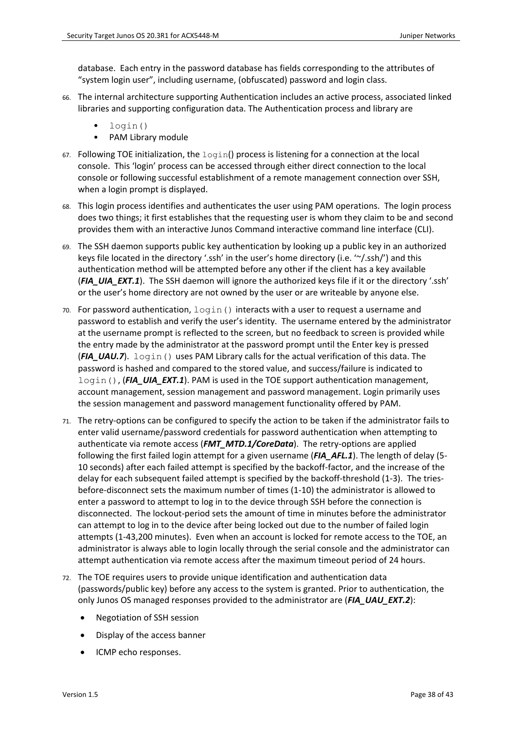database. Each entry in the password database has fields corresponding to the attributes of "system login user", including username, (obfuscated) password and login class.

66. The internal architecture supporting Authentication includes an active process, associated linked libraries and supporting configuration data. The Authentication process and library are

   - `login()`
   - PAM Library module

67. Following TOE initialization, the `login`() process is listening for a connection at the local console. This 'login' process can be accessed through either direct connection to the local console or following successful establishment of a remote management connection over SSH, when a login prompt is displayed.

68. This login process identifies and authenticates the user using PAM operations. The login process does two things; it first establishes that the requesting user is whom they claim to be and second provides them with an interactive Junos Command interactive command line interface (CLI).

69. The SSH daemon supports public key authentication by looking up a public key in an authorized keys file located in the directory '.ssh' in the user's home directory (i.e. '~/.ssh/') and this authentication method will be attempted before any other if the client has a key available (***FIA_UIA_EXT.1***). The SSH daemon will ignore the authorized keys file if it or the directory '.ssh' or the user's home directory are not owned by the user or are writeable by anyone else.

70. For password authentication, `login()` interacts with a user to request a username and password to establish and verify the user's identity. The username entered by the administrator at the username prompt is reflected to the screen, but no feedback to screen is provided while the entry made by the administrator at the password prompt until the Enter key is pressed (***FIA_UAU.7***). `login()` uses PAM Library calls for the actual verification of this data. The password is hashed and compared to the stored value, and success/failure is indicated to `login()`, (***FIA_UIA_EXT.1***). PAM is used in the TOE support authentication management, account management, session management and password management. Login primarily uses the session management and password management functionality offered by PAM.

71. The retry-options can be configured to specify the action to be taken if the administrator fails to enter valid username/password credentials for password authentication when attempting to authenticate via remote access (***FMT_MTD.1/CoreData***). The retry-options are applied following the first failed login attempt for a given username (***FIA_AFL.1***). The length of delay (5-10 seconds) after each failed attempt is specified by the backoff-factor, and the increase of the delay for each subsequent failed attempt is specified by the backoff-threshold (1-3). The tries-before-disconnect sets the maximum number of times (1-10) the administrator is allowed to enter a password to attempt to log in to the device through SSH before the connection is disconnected. The lockout-period sets the amount of time in minutes before the administrator can attempt to log in to the device after being locked out due to the number of failed login attempts (1-43,200 minutes). Even when an account is locked for remote access to the TOE, an administrator is always able to login locally through the serial console and the administrator can attempt authentication via remote access after the maximum timeout period of 24 hours.

72. The TOE requires users to provide unique identification and authentication data (passwords/public key) before any access to the system is granted. Prior to authentication, the only Junos OS managed responses provided to the administrator are (***FIA_UAU_EXT.2***):

   - Negotiation of SSH session
   - Display of the access banner
   - ICMP echo responses.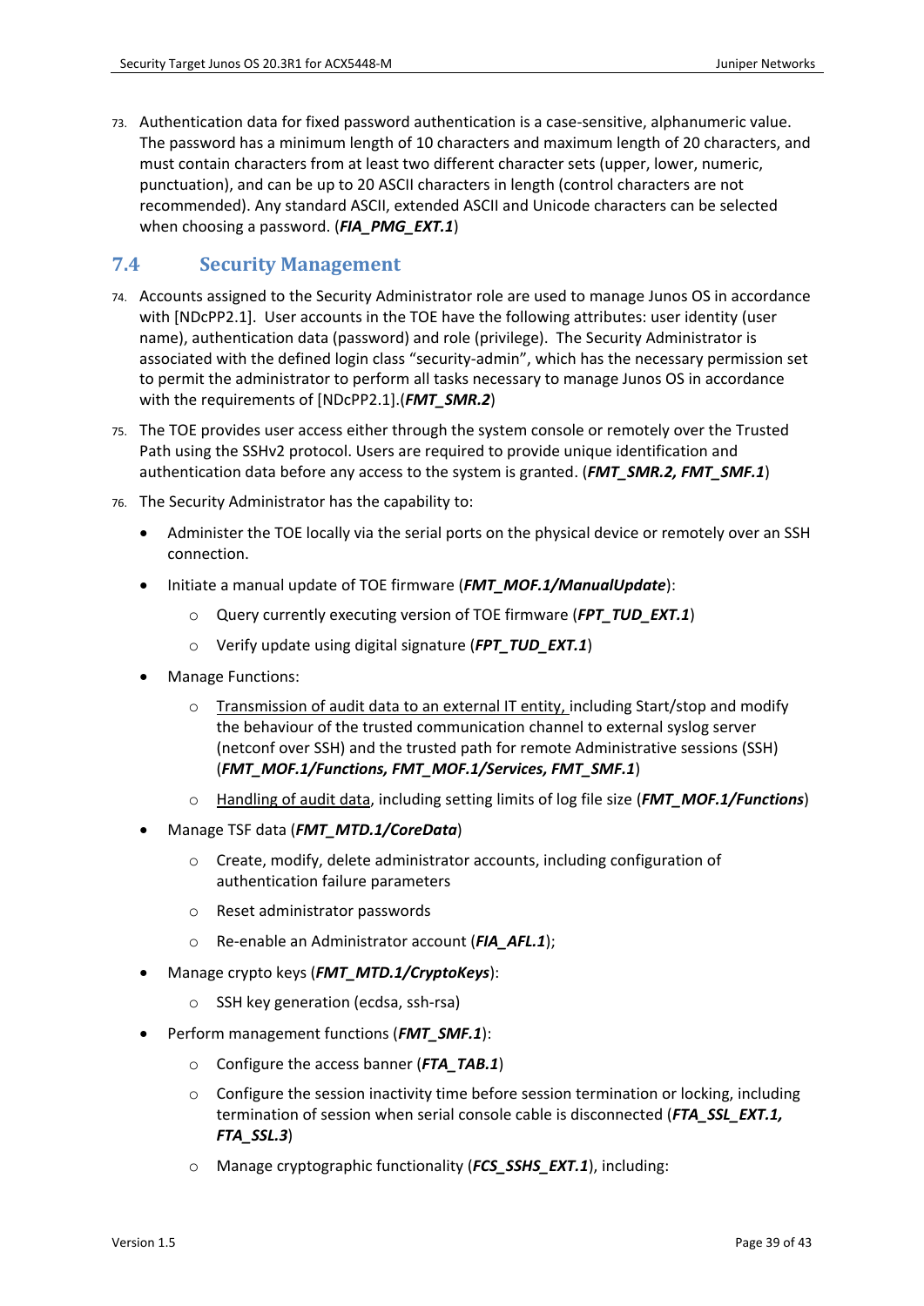73. Authentication data for fixed password authentication is a case-sensitive, alphanumeric value. The password has a minimum length of 10 characters and maximum length of 20 characters, and must contain characters from at least two different character sets (upper, lower, numeric, punctuation), and can be up to 20 ASCII characters in length (control characters are not recommended). Any standard ASCII, extended ASCII and Unicode characters can be selected when choosing a password. (***FIA_PMG_EXT.1***)

## 7.4 Security Management

74. Accounts assigned to the Security Administrator role are used to manage Junos OS in accordance with [NDcPP2.1]. User accounts in the TOE have the following attributes: user identity (user name), authentication data (password) and role (privilege). The Security Administrator is associated with the defined login class "security-admin", which has the necessary permission set to permit the administrator to perform all tasks necessary to manage Junos OS in accordance with the requirements of [NDcPP2.1].(***FMT_SMR.2***)

75. The TOE provides user access either through the system console or remotely over the Trusted Path using the SSHv2 protocol. Users are required to provide unique identification and authentication data before any access to the system is granted. (***FMT_SMR.2, FMT_SMF.1***)

76. The Security Administrator has the capability to:

- Administer the TOE locally via the serial ports on the physical device or remotely over an SSH connection.
- Initiate a manual update of TOE firmware (***FMT_MOF.1/ManualUpdate***):
    - Query currently executing version of TOE firmware (***FPT_TUD_EXT.1***)
    - Verify update using digital signature (***FPT_TUD_EXT.1***)
- Manage Functions:
    - Transmission of audit data to an external IT entity, including Start/stop and modify the behaviour of the trusted communication channel to external syslog server (netconf over SSH) and the trusted path for remote Administrative sessions (SSH) (***FMT_MOF.1/Functions, FMT_MOF.1/Services, FMT_SMF.1***)
    - Handling of audit data, including setting limits of log file size (***FMT_MOF.1/Functions***)
- Manage TSF data (***FMT_MTD.1/CoreData***)
    - Create, modify, delete administrator accounts, including configuration of authentication failure parameters
    - Reset administrator passwords
    - Re-enable an Administrator account (***FIA_AFL.1***);
- Manage crypto keys (***FMT_MTD.1/CryptoKeys***):
    - SSH key generation (ecdsa, ssh-rsa)
- Perform management functions (***FMT_SMF.1***):
    - Configure the access banner (***FTA_TAB.1***)
    - Configure the session inactivity time before session termination or locking, including termination of session when serial console cable is disconnected (***FTA_SSL_EXT.1, FTA_SSL.3***)
    - Manage cryptographic functionality (***FCS_SSHS_EXT.1***), including: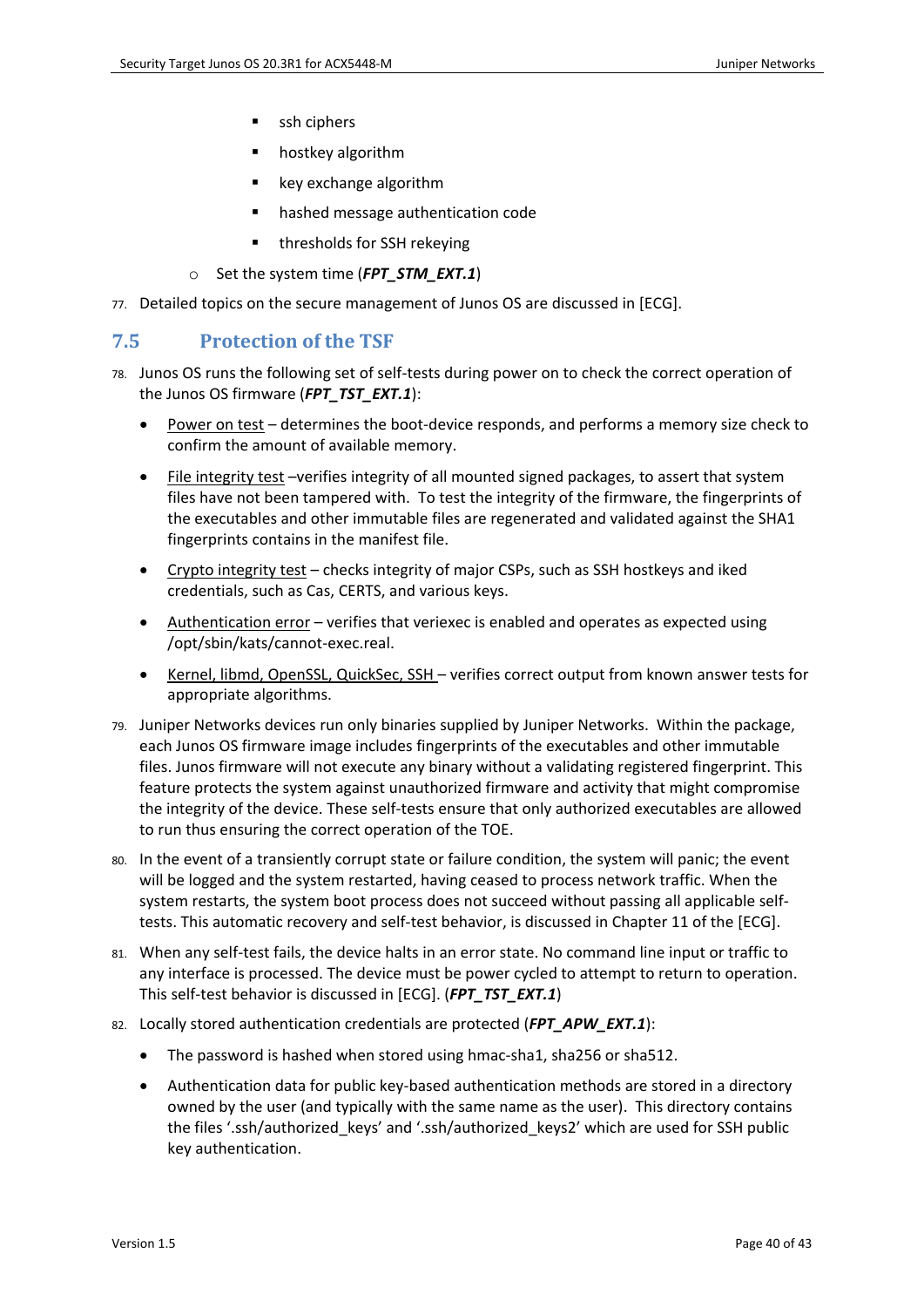- ssh ciphers
        - hostkey algorithm
        - key exchange algorithm
        - hashed message authentication code
        - thresholds for SSH rekeying
    - Set the system time (***FPT_STM_EXT.1***)

77. Detailed topics on the secure management of Junos OS are discussed in [ECG].

## 7.5 Protection of the TSF

78. Junos OS runs the following set of self-tests during power on to check the correct operation of the Junos OS firmware (***FPT_TST_EXT.1***):

    - <u>Power on test</u> – determines the boot-device responds, and performs a memory size check to confirm the amount of available memory.
    - <u>File integrity test</u> –verifies integrity of all mounted signed packages, to assert that system files have not been tampered with. To test the integrity of the firmware, the fingerprints of the executables and other immutable files are regenerated and validated against the SHA1 fingerprints contains in the manifest file.
    - <u>Crypto integrity test</u> – checks integrity of major CSPs, such as SSH hostkeys and iked credentials, such as Cas, CERTS, and various keys.
    - <u>Authentication error</u> – verifies that veriexec is enabled and operates as expected using /opt/sbin/kats/cannot-exec.real.
    - <u>Kernel, libmd, OpenSSL, QuickSec, SSH</u> – verifies correct output from known answer tests for appropriate algorithms.

79. Juniper Networks devices run only binaries supplied by Juniper Networks. Within the package, each Junos OS firmware image includes fingerprints of the executables and other immutable files. Junos firmware will not execute any binary without a validating registered fingerprint. This feature protects the system against unauthorized firmware and activity that might compromise the integrity of the device. These self-tests ensure that only authorized executables are allowed to run thus ensuring the correct operation of the TOE.

80. In the event of a transiently corrupt state or failure condition, the system will panic; the event will be logged and the system restarted, having ceased to process network traffic. When the system restarts, the system boot process does not succeed without passing all applicable self-tests. This automatic recovery and self-test behavior, is discussed in Chapter 11 of the [ECG].

81. When any self-test fails, the device halts in an error state. No command line input or traffic to any interface is processed. The device must be power cycled to attempt to return to operation. This self-test behavior is discussed in [ECG]. (***FPT_TST_EXT.1***)

82. Locally stored authentication credentials are protected (***FPT_APW_EXT.1***):

    - The password is hashed when stored using hmac-sha1, sha256 or sha512.
    - Authentication data for public key-based authentication methods are stored in a directory owned by the user (and typically with the same name as the user). This directory contains the files '.ssh/authorized_keys' and '.ssh/authorized_keys2' which are used for SSH public key authentication.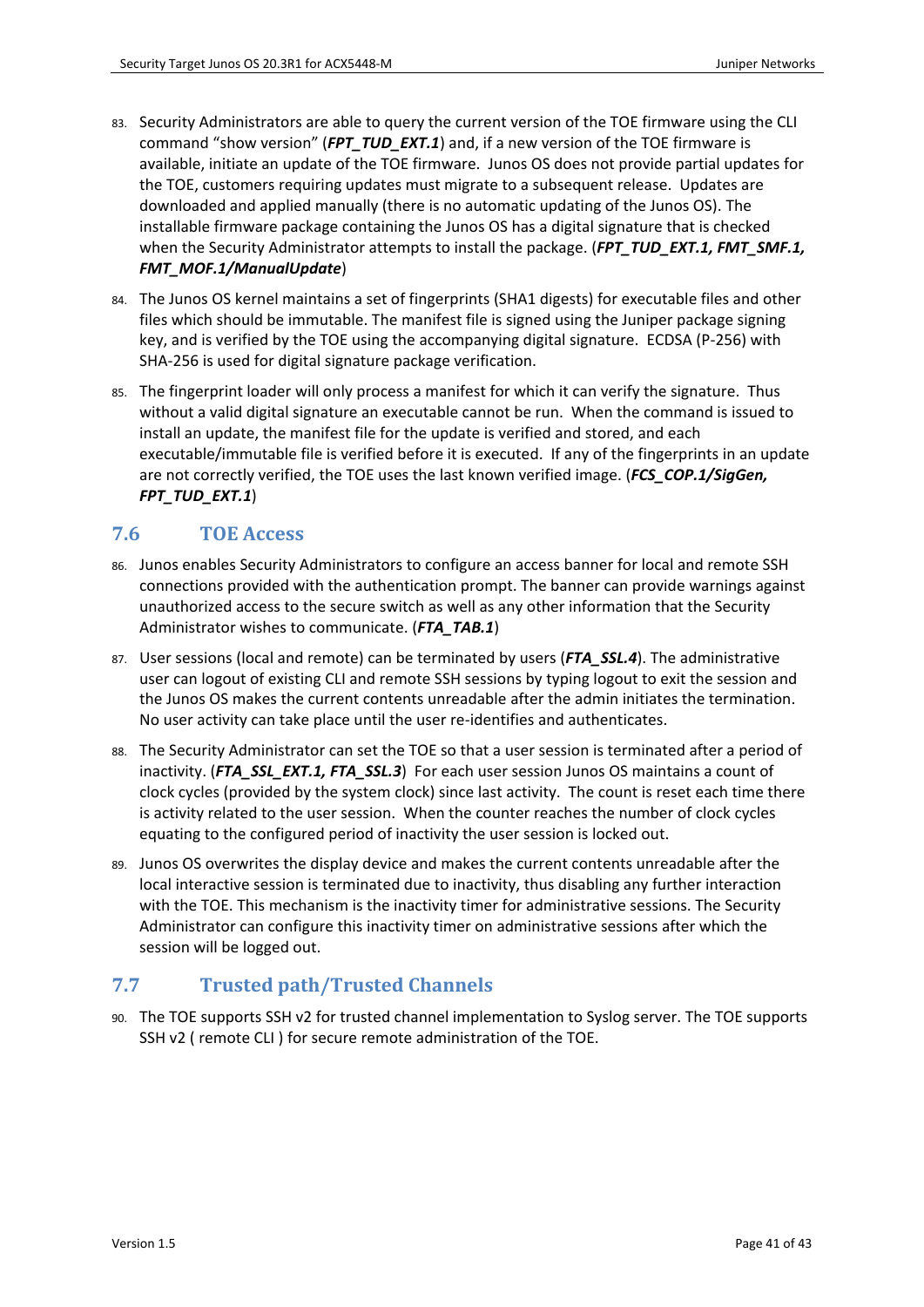83. Security Administrators are able to query the current version of the TOE firmware using the CLI command “show version” (***FPT_TUD_EXT.1***) and, if a new version of the TOE firmware is available, initiate an update of the TOE firmware. Junos OS does not provide partial updates for the TOE, customers requiring updates must migrate to a subsequent release. Updates are downloaded and applied manually (there is no automatic updating of the Junos OS). The installable firmware package containing the Junos OS has a digital signature that is checked when the Security Administrator attempts to install the package. (***FPT_TUD_EXT.1, FMT_SMF.1, FMT_MOF.1/ManualUpdate***)

84. The Junos OS kernel maintains a set of fingerprints (SHA1 digests) for executable files and other files which should be immutable. The manifest file is signed using the Juniper package signing key, and is verified by the TOE using the accompanying digital signature. ECDSA (P-256) with SHA-256 is used for digital signature package verification.

85. The fingerprint loader will only process a manifest for which it can verify the signature. Thus without a valid digital signature an executable cannot be run. When the command is issued to install an update, the manifest file for the update is verified and stored, and each executable/immutable file is verified before it is executed. If any of the fingerprints in an update are not correctly verified, the TOE uses the last known verified image. (***FCS_COP.1/SigGen, FPT_TUD_EXT.1***)

## 7.6 TOE Access

86. Junos enables Security Administrators to configure an access banner for local and remote SSH connections provided with the authentication prompt. The banner can provide warnings against unauthorized access to the secure switch as well as any other information that the Security Administrator wishes to communicate. (***FTA_TAB.1***)

87. User sessions (local and remote) can be terminated by users (***FTA_SSL.4***). The administrative user can logout of existing CLI and remote SSH sessions by typing logout to exit the session and the Junos OS makes the current contents unreadable after the admin initiates the termination. No user activity can take place until the user re-identifies and authenticates.

88. The Security Administrator can set the TOE so that a user session is terminated after a period of inactivity. (***FTA_SSL_EXT.1, FTA_SSL.3***) For each user session Junos OS maintains a count of clock cycles (provided by the system clock) since last activity. The count is reset each time there is activity related to the user session. When the counter reaches the number of clock cycles equating to the configured period of inactivity the user session is locked out.

89. Junos OS overwrites the display device and makes the current contents unreadable after the local interactive session is terminated due to inactivity, thus disabling any further interaction with the TOE. This mechanism is the inactivity timer for administrative sessions. The Security Administrator can configure this inactivity timer on administrative sessions after which the session will be logged out.

## 7.7 Trusted path/Trusted Channels

90. The TOE supports SSH v2 for trusted channel implementation to Syslog server. The TOE supports SSH v2 ( remote CLI ) for secure remote administration of the TOE.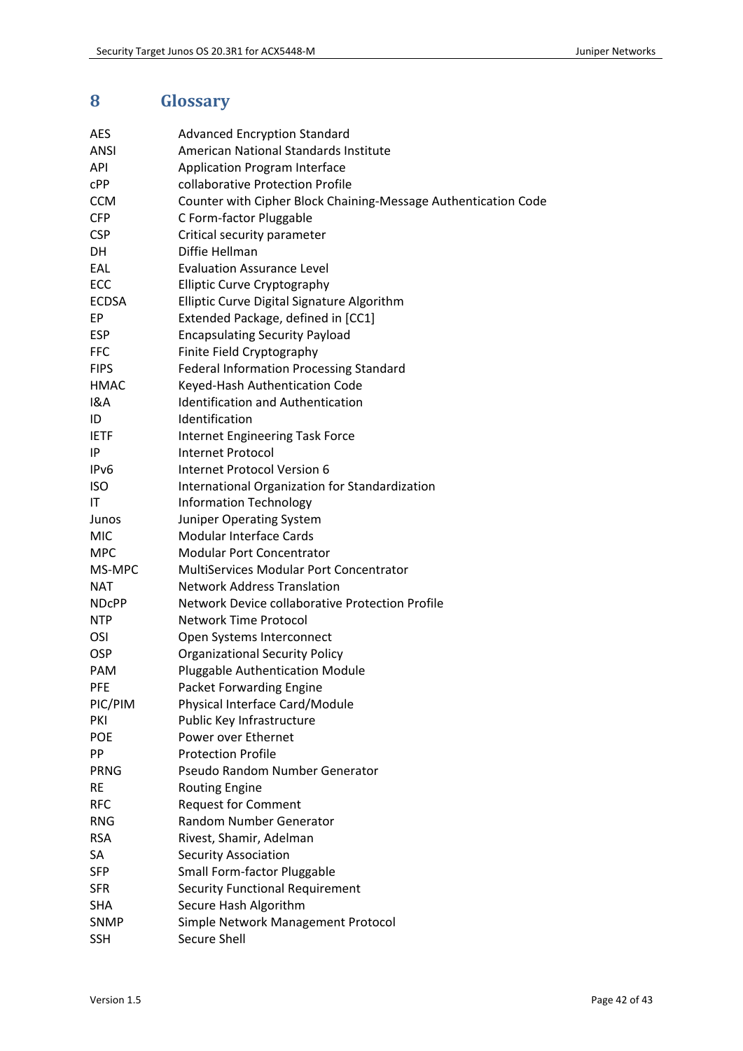# 8 Glossary

| | |
|---|---|
| AES | Advanced Encryption Standard |
| ANSI | American National Standards Institute |
| API | Application Program Interface |
| cPP | collaborative Protection Profile |
| CCM | Counter with Cipher Block Chaining-Message Authentication Code |
| CFP | C Form-factor Pluggable |
| CSP | Critical security parameter |
| DH | Diffie Hellman |
| EAL | Evaluation Assurance Level |
| ECC | Elliptic Curve Cryptography |
| ECDSA | Elliptic Curve Digital Signature Algorithm |
| EP | Extended Package, defined in [CC1] |
| ESP | Encapsulating Security Payload |
| FFC | Finite Field Cryptography |
| FIPS | Federal Information Processing Standard |
| HMAC | Keyed-Hash Authentication Code |
| I&A | Identification and Authentication |
| ID | Identification |
| IETF | Internet Engineering Task Force |
| IP | Internet Protocol |
| IPv6 | Internet Protocol Version 6 |
| ISO | International Organization for Standardization |
| IT | Information Technology |
| Junos | Juniper Operating System |
| MIC | Modular Interface Cards |
| MPC | Modular Port Concentrator |
| MS-MPC | MultiServices Modular Port Concentrator |
| NAT | Network Address Translation |
| NDcPP | Network Device collaborative Protection Profile |
| NTP | Network Time Protocol |
| OSI | Open Systems Interconnect |
| OSP | Organizational Security Policy |
| PAM | Pluggable Authentication Module |
| PFE | Packet Forwarding Engine |
| PIC/PIM | Physical Interface Card/Module |
| PKI | Public Key Infrastructure |
| POE | Power over Ethernet |
| PP | Protection Profile |
| PRNG | Pseudo Random Number Generator |
| RE | Routing Engine |
| RFC | Request for Comment |
| RNG | Random Number Generator |
| RSA | Rivest, Shamir, Adelman |
| SA | Security Association |
| SFP | Small Form-factor Pluggable |
| SFR | Security Functional Requirement |
| SHA | Secure Hash Algorithm |
| SNMP | Simple Network Management Protocol |
| SSH | Secure Shell |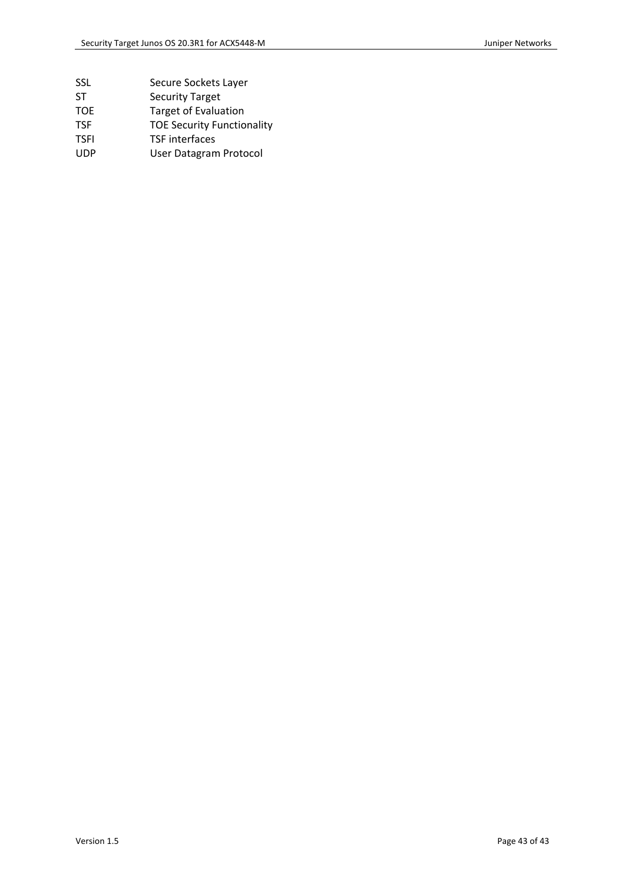| | |
|---|---|
| SSL | Secure Sockets Layer |
| ST | Security Target |
| TOE | Target of Evaluation |
| TSF | TOE Security Functionality |
| TSFI | TSF interfaces |
| UDP | User Datagram Protocol |